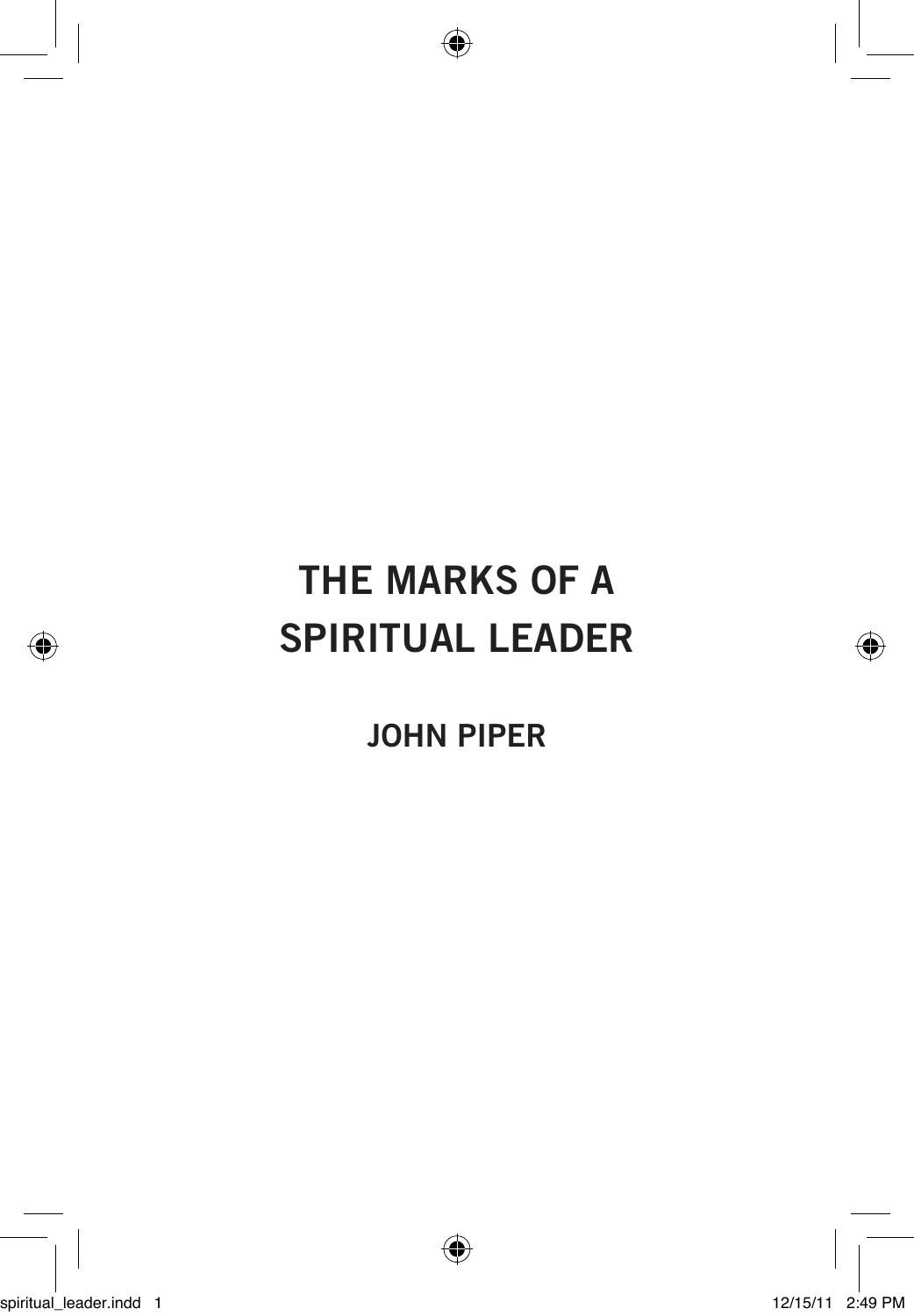# THE MARKS OF A SPIRITUAL LEADER

**JOHN PIPER**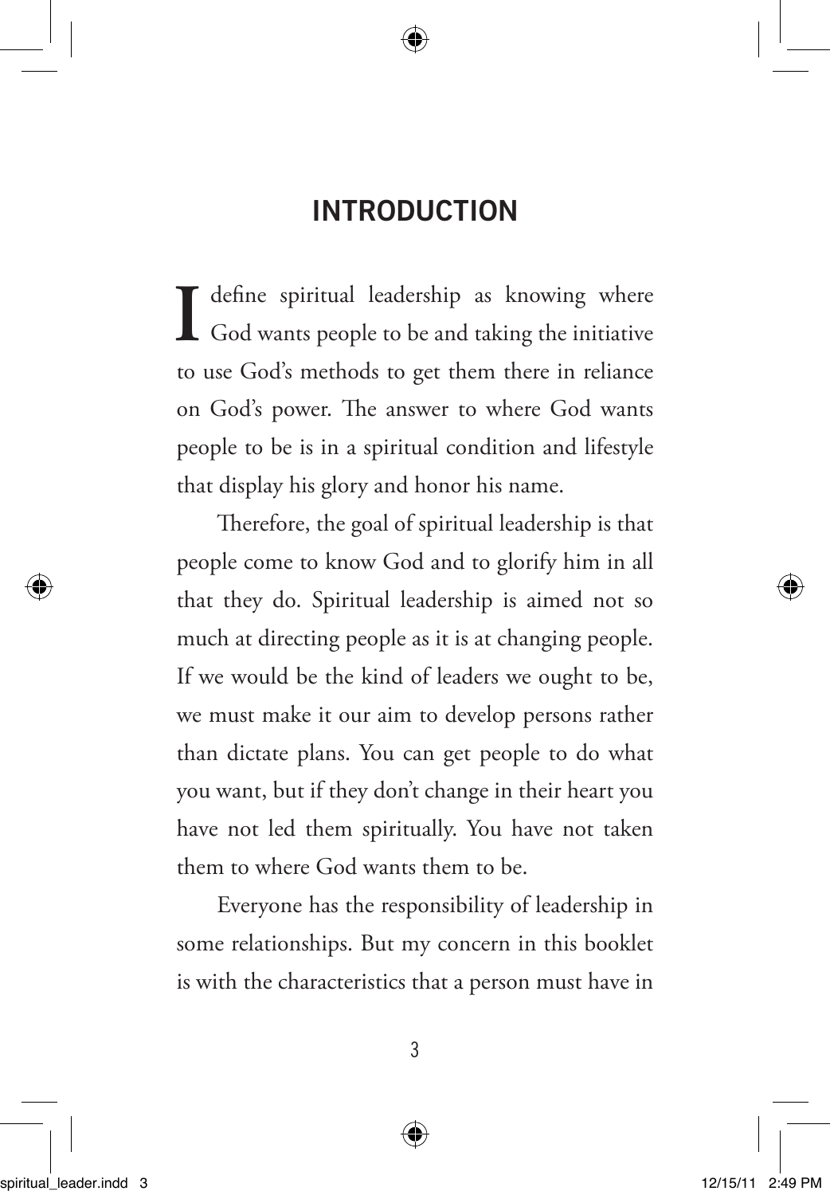## INTRODUCTION

I define spiritual leadership as knowing where God wants people to be and taking the initiative to use God's methods to get them there in reliance on God's power. The answer to where God wants people to be is in a spiritual condition and lifestyle that display his glory and honor his name.

Therefore, the goal of spiritual leadership is that people come to know God and to glorify him in all that they do. Spiritual leadership is aimed not so much at directing people as it is at changing people. If we would be the kind of leaders we ought to be, we must make it our aim to develop persons rather than dictate plans. You can get people to do what you want, but if they don't change in their heart you have not led them spiritually. You have not taken them to where God wants them to be.

Everyone has the responsibility of leadership in some relationships. But my concern in this booklet is with the characteristics that a person must have in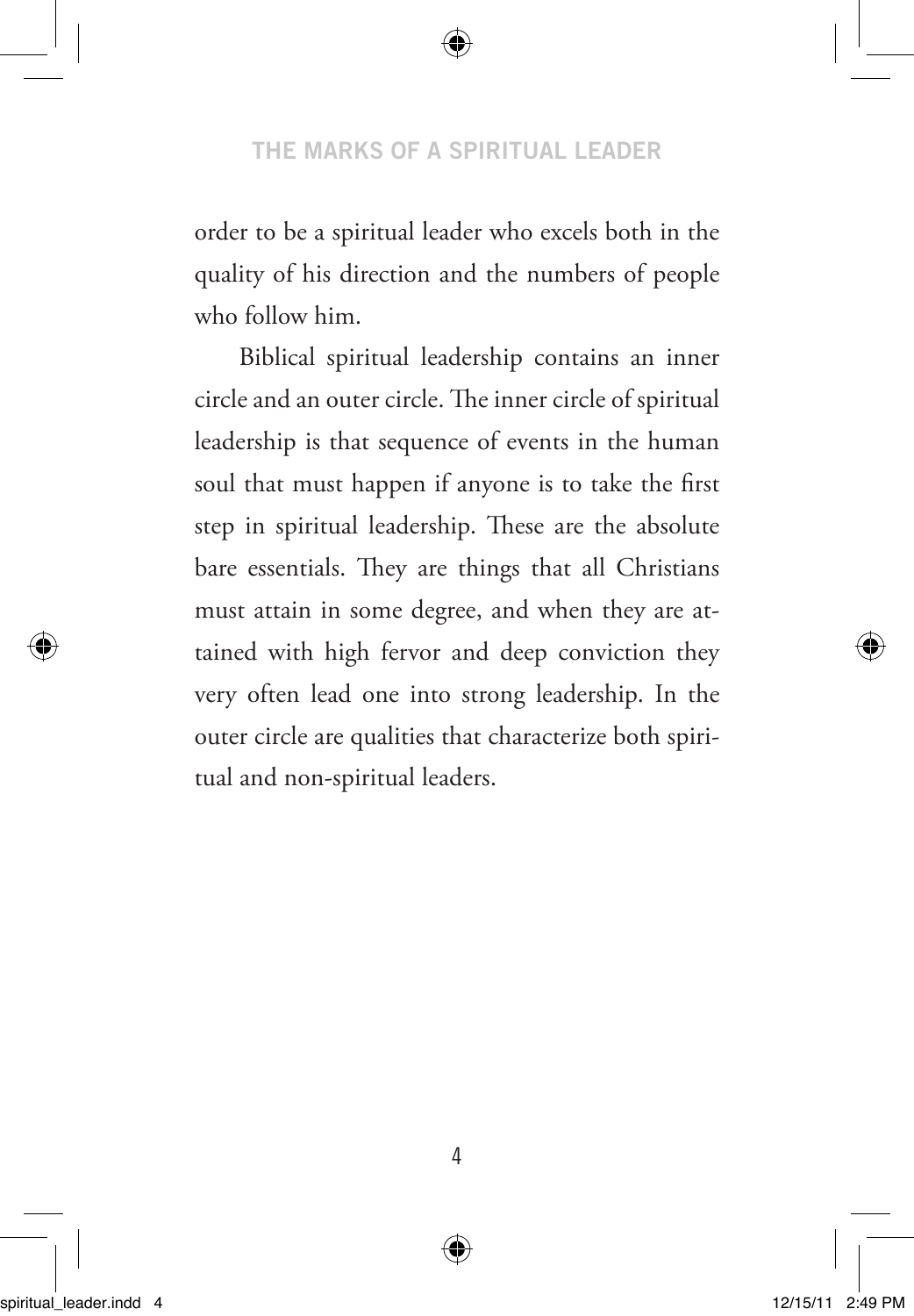order to be a spiritual leader who excels both in the quality of his direction and the numbers of people who follow him.

Biblical spiritual leadership contains an inner circle and an outer circle. The inner circle of spiritual leadership is that sequence of events in the human soul that must happen if anyone is to take the first step in spiritual leadership. These are the absolute bare essentials. They are things that all Christians must attain in some degree, and when they are attained with high fervor and deep conviction they very often lead one into strong leadership. In the outer circle are qualities that characterize both spiritual and non-spiritual leaders.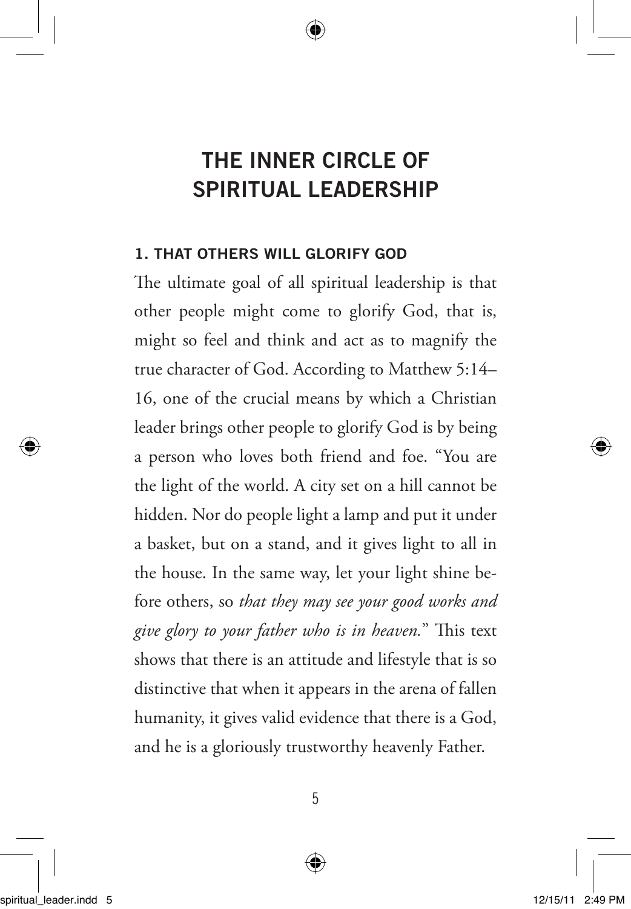# THE INNER CIRCLE OF SPIRITUAL LEADERSHIP

### 1. THAT OTHERS WILL GLORIFY GOD

The ultimate goal of all spiritual leadership is that other people might come to glorify God, that is, might so feel and think and act as to magnify the true character of God. According to Matthew 5:14–16, one of the crucial means by which a Christian leader brings other people to glorify God is by being a person who loves both friend and foe. "You are the light of the world. A city set on a hill cannot be hidden. Nor do people light a lamp and put it under a basket, but on a stand, and it gives light to all in the house. In the same way, let your light shine before others, so *that they may see your good works and give glory to your father who is in heaven.*" This text shows that there is an attitude and lifestyle that is so distinctive that when it appears in the arena of fallen humanity, it gives valid evidence that there is a God, and he is a gloriously trustworthy heavenly Father.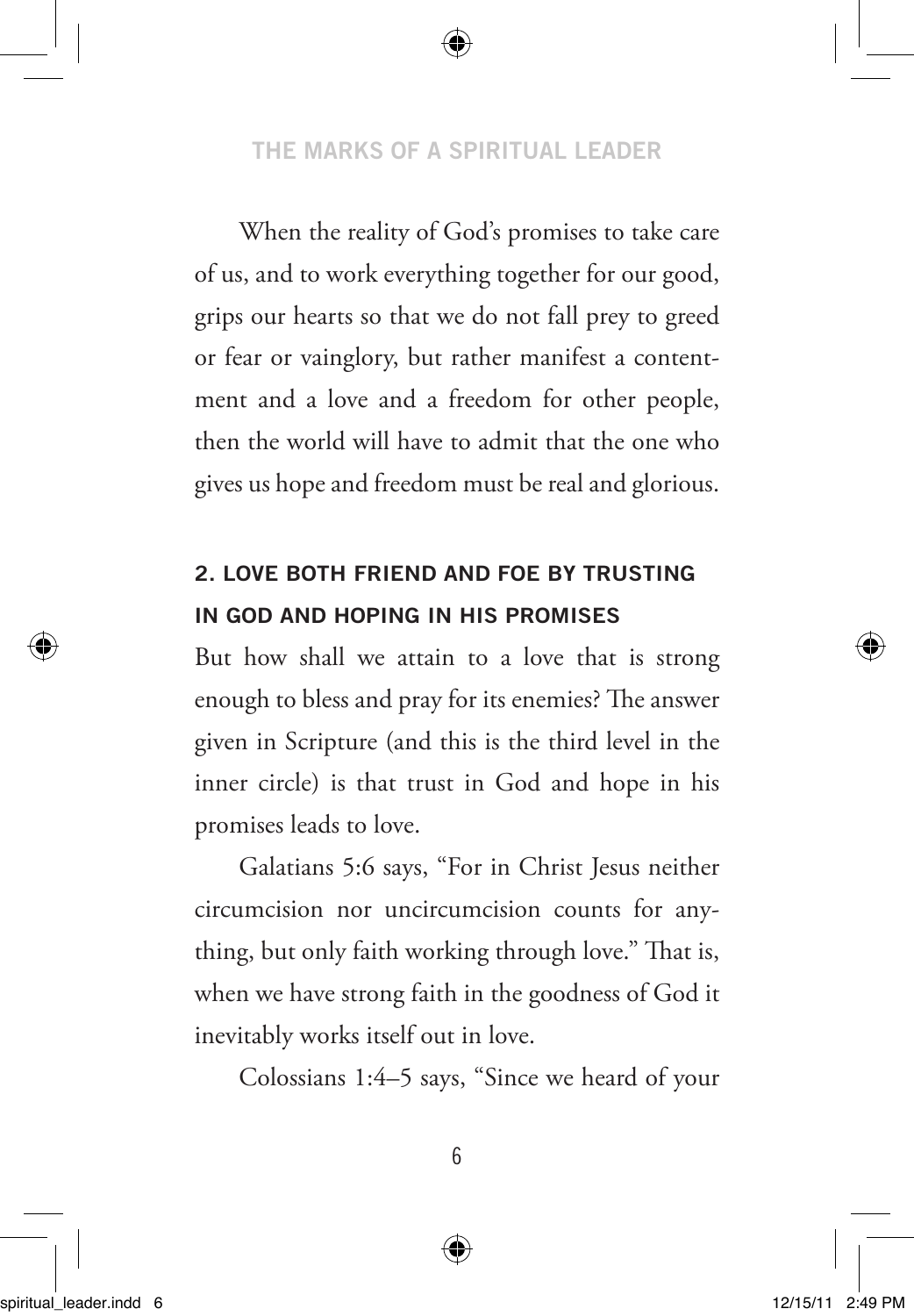When the reality of God's promises to take care of us, and to work everything together for our good, grips our hearts so that we do not fall prey to greed or fear or vainglory, but rather manifest a contentment and a love and a freedom for other people, then the world will have to admit that the one who gives us hope and freedom must be real and glorious.

## 2. LOVE BOTH FRIEND AND FOE BY TRUSTING IN GOD AND HOPING IN HIS PROMISES

But how shall we attain to a love that is strong enough to bless and pray for its enemies? The answer given in Scripture (and this is the third level in the inner circle) is that trust in God and hope in his promises leads to love.

Galatians 5:6 says, "For in Christ Jesus neither circumcision nor uncircumcision counts for anything, but only faith working through love." That is, when we have strong faith in the goodness of God it inevitably works itself out in love.

Colossians 1:4–5 says, "Since we heard of your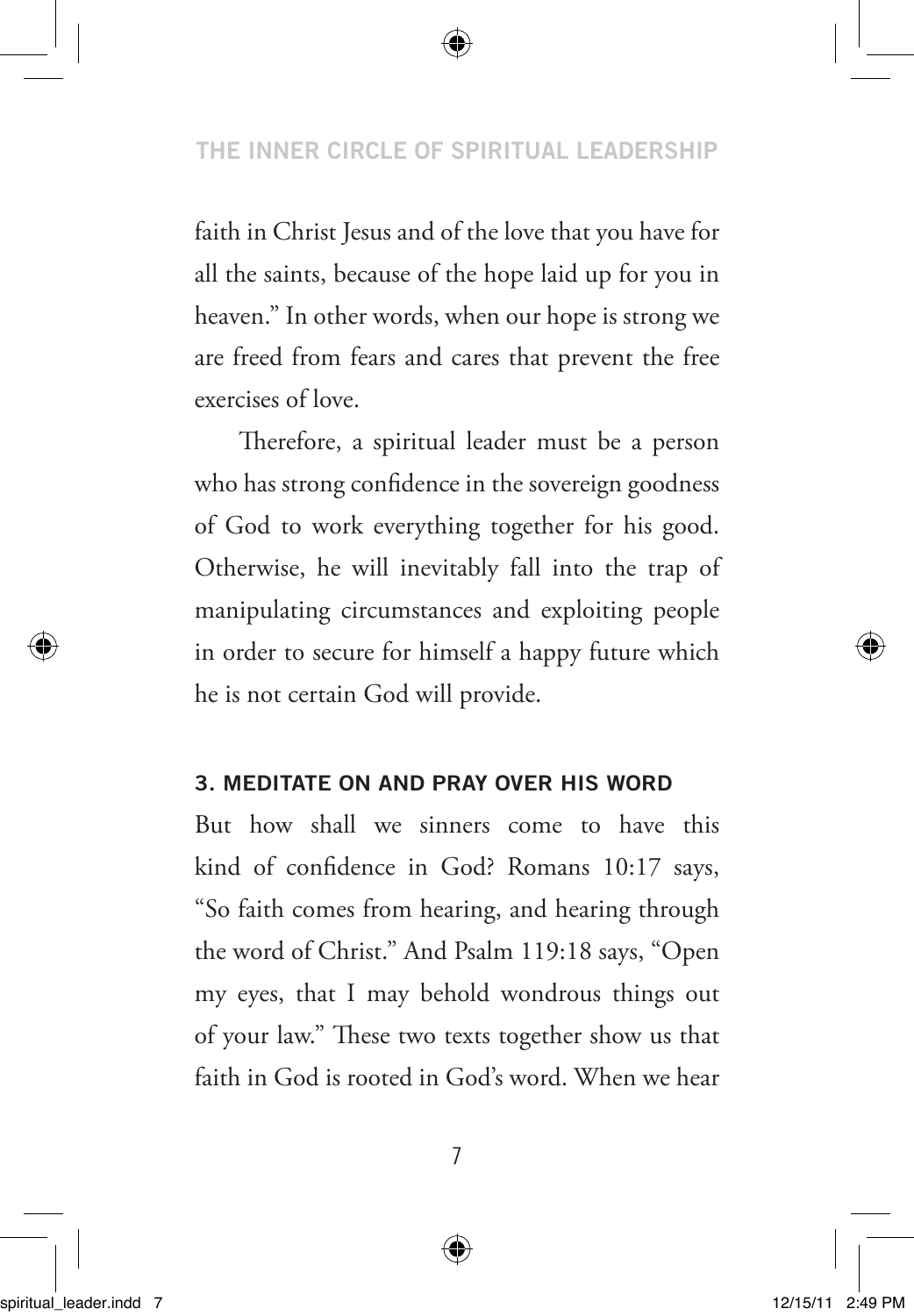faith in Christ Jesus and of the love that you have for all the saints, because of the hope laid up for you in heaven." In other words, when our hope is strong we are freed from fears and cares that prevent the free exercises of love.

Therefore, a spiritual leader must be a person who has strong confidence in the sovereign goodness of God to work everything together for his good. Otherwise, he will inevitably fall into the trap of manipulating circumstances and exploiting people in order to secure for himself a happy future which he is not certain God will provide.

### 3. MEDITATE ON AND PRAY OVER HIS WORD

But how shall we sinners come to have this kind of confidence in God? Romans 10:17 says, "So faith comes from hearing, and hearing through the word of Christ." And Psalm 119:18 says, "Open my eyes, that I may behold wondrous things out of your law." These two texts together show us that faith in God is rooted in God's word. When we hear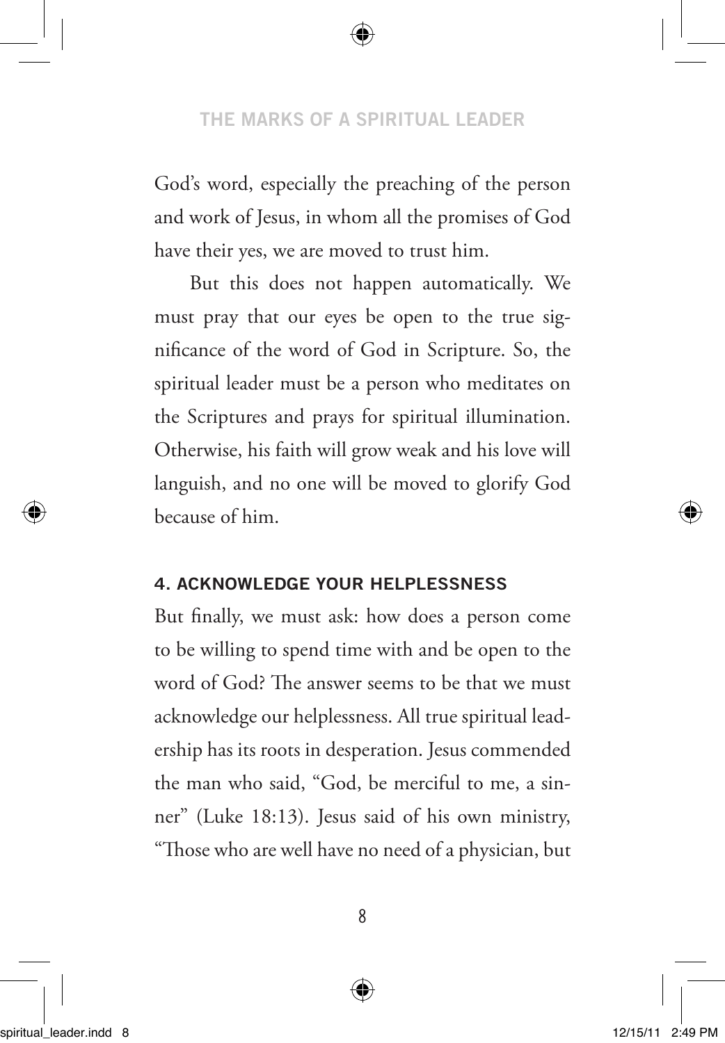God's word, especially the preaching of the person and work of Jesus, in whom all the promises of God have their yes, we are moved to trust him.

But this does not happen automatically. We must pray that our eyes be open to the true significance of the word of God in Scripture. So, the spiritual leader must be a person who meditates on the Scriptures and prays for spiritual illumination. Otherwise, his faith will grow weak and his love will languish, and no one will be moved to glorify God because of him.

### 4. ACKNOWLEDGE YOUR HELPLESSNESS

But finally, we must ask: how does a person come to be willing to spend time with and be open to the word of God? The answer seems to be that we must acknowledge our helplessness. All true spiritual leadership has its roots in desperation. Jesus commended the man who said, "God, be merciful to me, a sinner" (Luke 18:13). Jesus said of his own ministry, "Those who are well have no need of a physician, but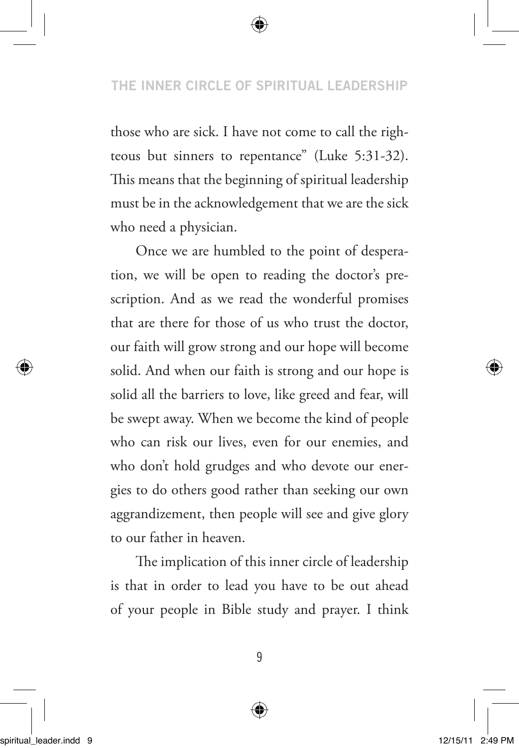those who are sick. I have not come to call the righteous but sinners to repentance" (Luke 5:31-32). This means that the beginning of spiritual leadership must be in the acknowledgement that we are the sick who need a physician.

Once we are humbled to the point of desperation, we will be open to reading the doctor's prescription. And as we read the wonderful promises that are there for those of us who trust the doctor, our faith will grow strong and our hope will become solid. And when our faith is strong and our hope is solid all the barriers to love, like greed and fear, will be swept away. When we become the kind of people who can risk our lives, even for our enemies, and who don't hold grudges and who devote our energies to do others good rather than seeking our own aggrandizement, then people will see and give glory to our father in heaven.

The implication of this inner circle of leadership is that in order to lead you have to be out ahead of your people in Bible study and prayer. I think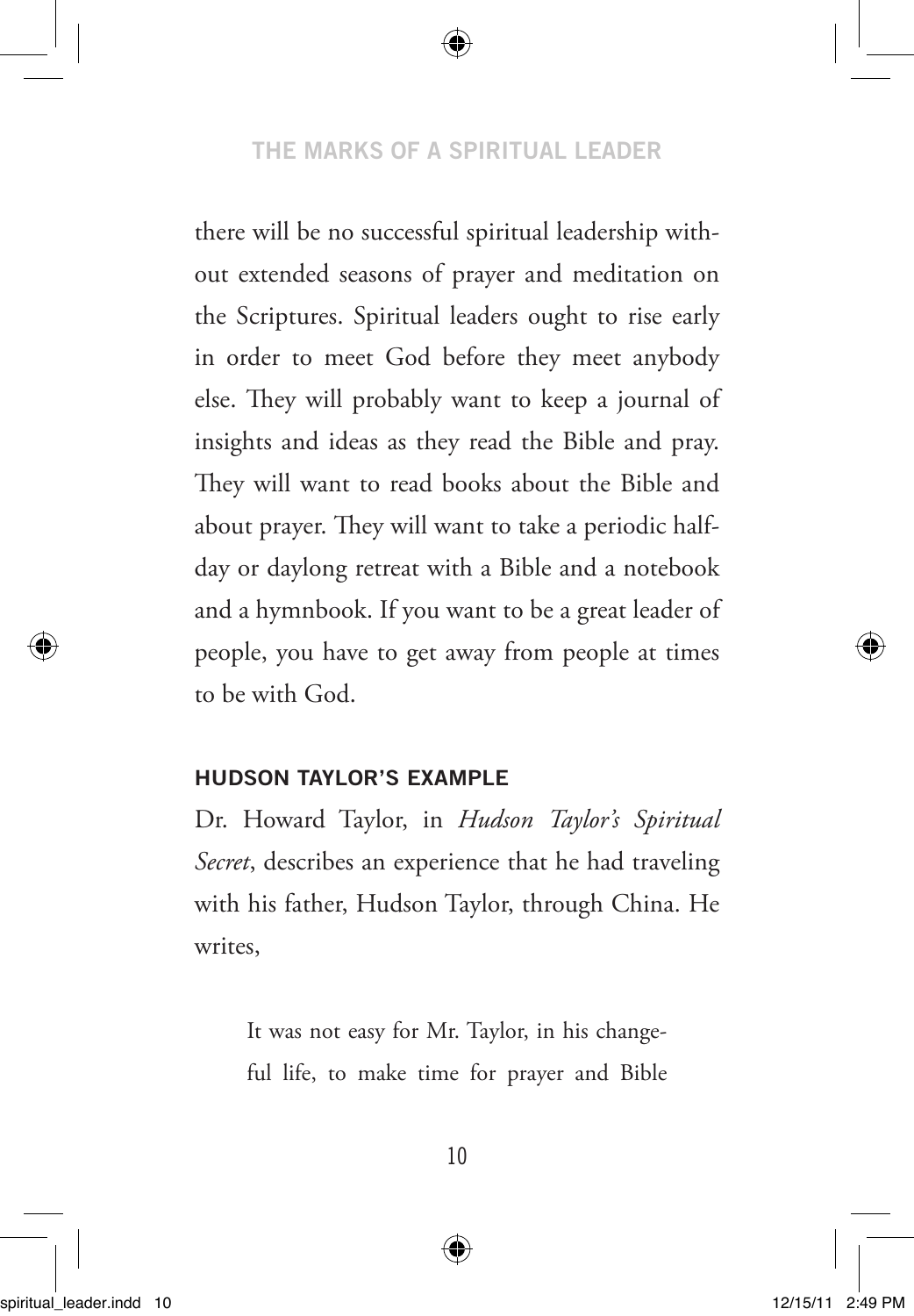there will be no successful spiritual leadership without extended seasons of prayer and meditation on the Scriptures. Spiritual leaders ought to rise early in order to meet God before they meet anybody else. They will probably want to keep a journal of insights and ideas as they read the Bible and pray. They will want to read books about the Bible and about prayer. They will want to take a periodic half-day or daylong retreat with a Bible and a notebook and a hymnbook. If you want to be a great leader of people, you have to get away from people at times to be with God.

### HUDSON TAYLOR'S EXAMPLE

Dr. Howard Taylor, in *Hudson Taylor's Spiritual Secret*, describes an experience that he had traveling with his father, Hudson Taylor, through China. He writes,

> It was not easy for Mr. Taylor, in his changeful life, to make time for prayer and Bible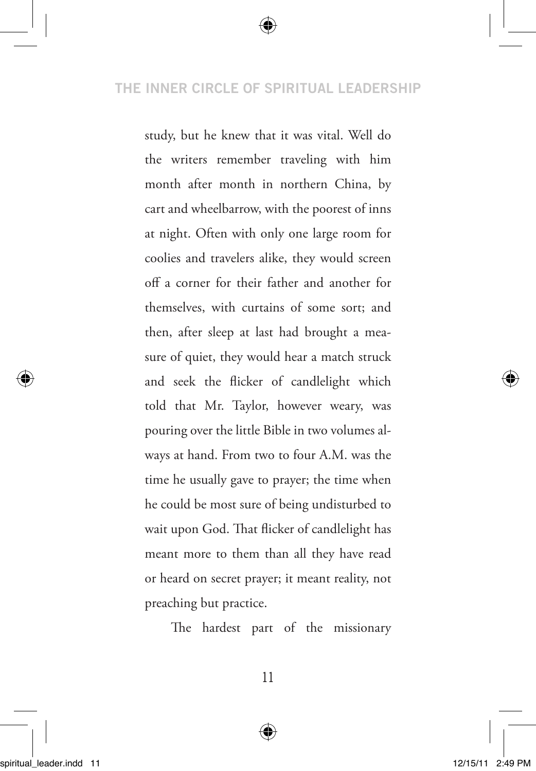study, but he knew that it was vital. Well do the writers remember traveling with him month after month in northern China, by cart and wheelbarrow, with the poorest of inns at night. Often with only one large room for coolies and travelers alike, they would screen off a corner for their father and another for themselves, with curtains of some sort; and then, after sleep at last had brought a measure of quiet, they would hear a match struck and seek the flicker of candlelight which told that Mr. Taylor, however weary, was pouring over the little Bible in two volumes always at hand. From two to four A.M. was the time he usually gave to prayer; the time when he could be most sure of being undisturbed to wait upon God. That flicker of candlelight has meant more to them than all they have read or heard on secret prayer; it meant reality, not preaching but practice.

The hardest part of the missionary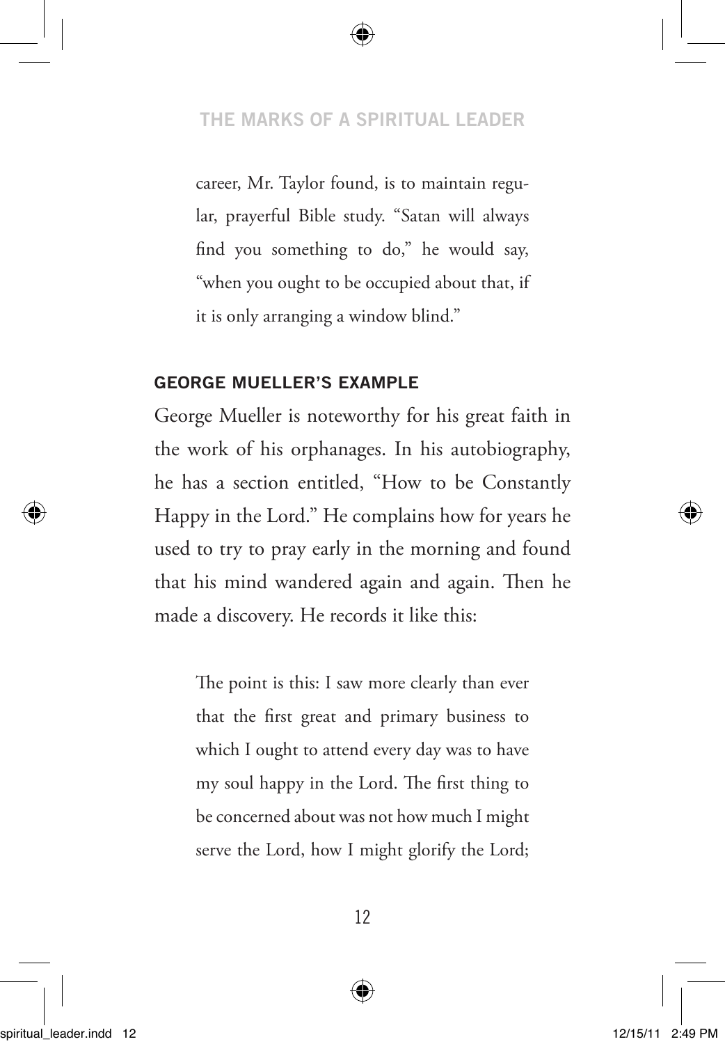> career, Mr. Taylor found, is to maintain regular, prayerful Bible study. "Satan will always find you something to do," he would say, "when you ought to be occupied about that, if it is only arranging a window blind."

### GEORGE MUELLER'S EXAMPLE

George Mueller is noteworthy for his great faith in the work of his orphanages. In his autobiography, he has a section entitled, "How to be Constantly Happy in the Lord." He complains how for years he used to try to pray early in the morning and found that his mind wandered again and again. Then he made a discovery. He records it like this:

> The point is this: I saw more clearly than ever that the first great and primary business to which I ought to attend every day was to have my soul happy in the Lord. The first thing to be concerned about was not how much I might serve the Lord, how I might glorify the Lord;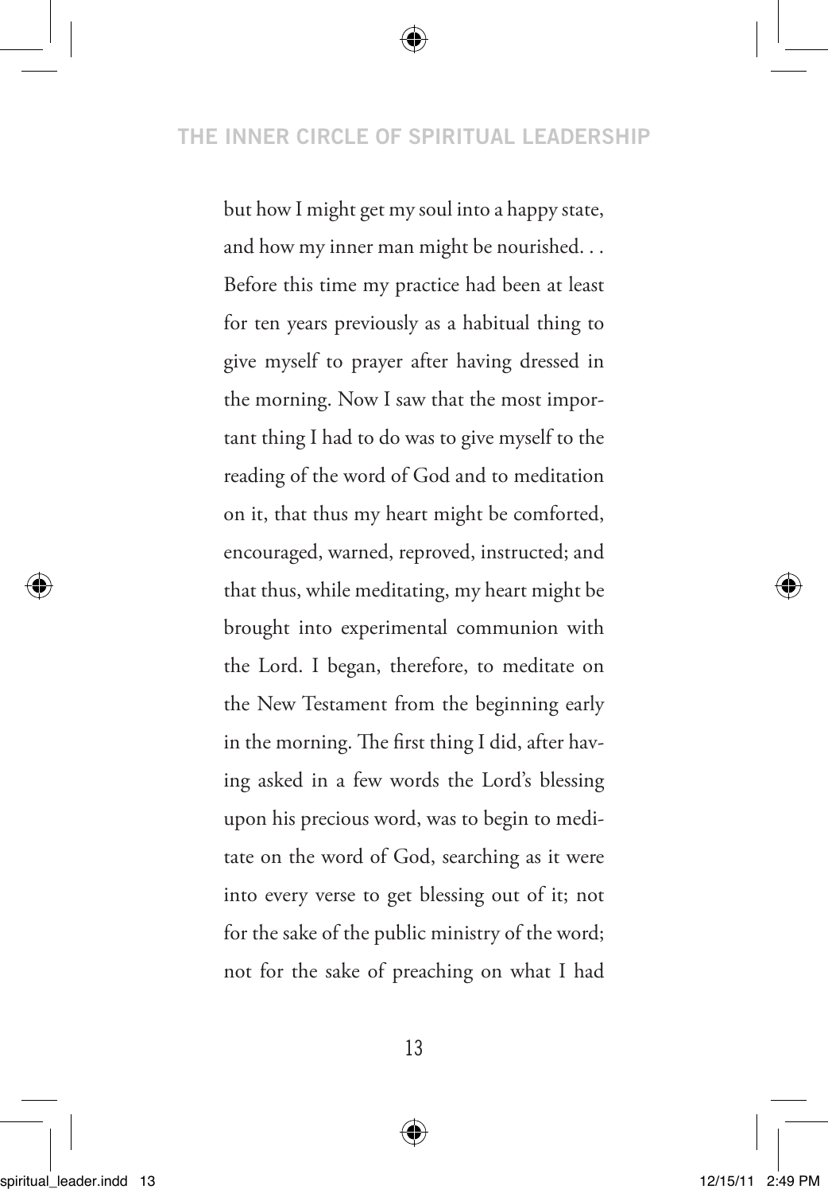but how I might get my soul into a happy state, and how my inner man might be nourished. . . Before this time my practice had been at least for ten years previously as a habitual thing to give myself to prayer after having dressed in the morning. Now I saw that the most important thing I had to do was to give myself to the reading of the word of God and to meditation on it, that thus my heart might be comforted, encouraged, warned, reproved, instructed; and that thus, while meditating, my heart might be brought into experimental communion with the Lord. I began, therefore, to meditate on the New Testament from the beginning early in the morning. The first thing I did, after having asked in a few words the Lord's blessing upon his precious word, was to begin to meditate on the word of God, searching as it were into every verse to get blessing out of it; not for the sake of the public ministry of the word; not for the sake of preaching on what I had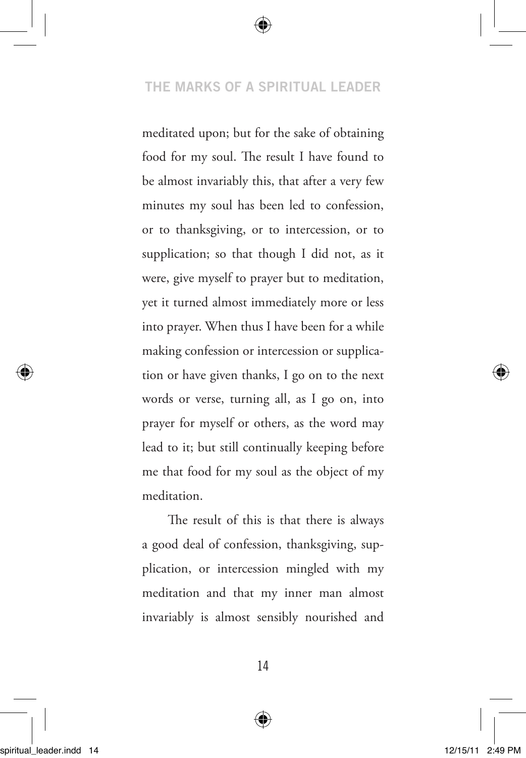meditated upon; but for the sake of obtaining food for my soul. The result I have found to be almost invariably this, that after a very few minutes my soul has been led to confession, or to thanksgiving, or to intercession, or to supplication; so that though I did not, as it were, give myself to prayer but to meditation, yet it turned almost immediately more or less into prayer. When thus I have been for a while making confession or intercession or supplication or have given thanks, I go on to the next words or verse, turning all, as I go on, into prayer for myself or others, as the word may lead to it; but still continually keeping before me that food for my soul as the object of my meditation.

The result of this is that there is always a good deal of confession, thanksgiving, supplication, or intercession mingled with my meditation and that my inner man almost invariably is almost sensibly nourished and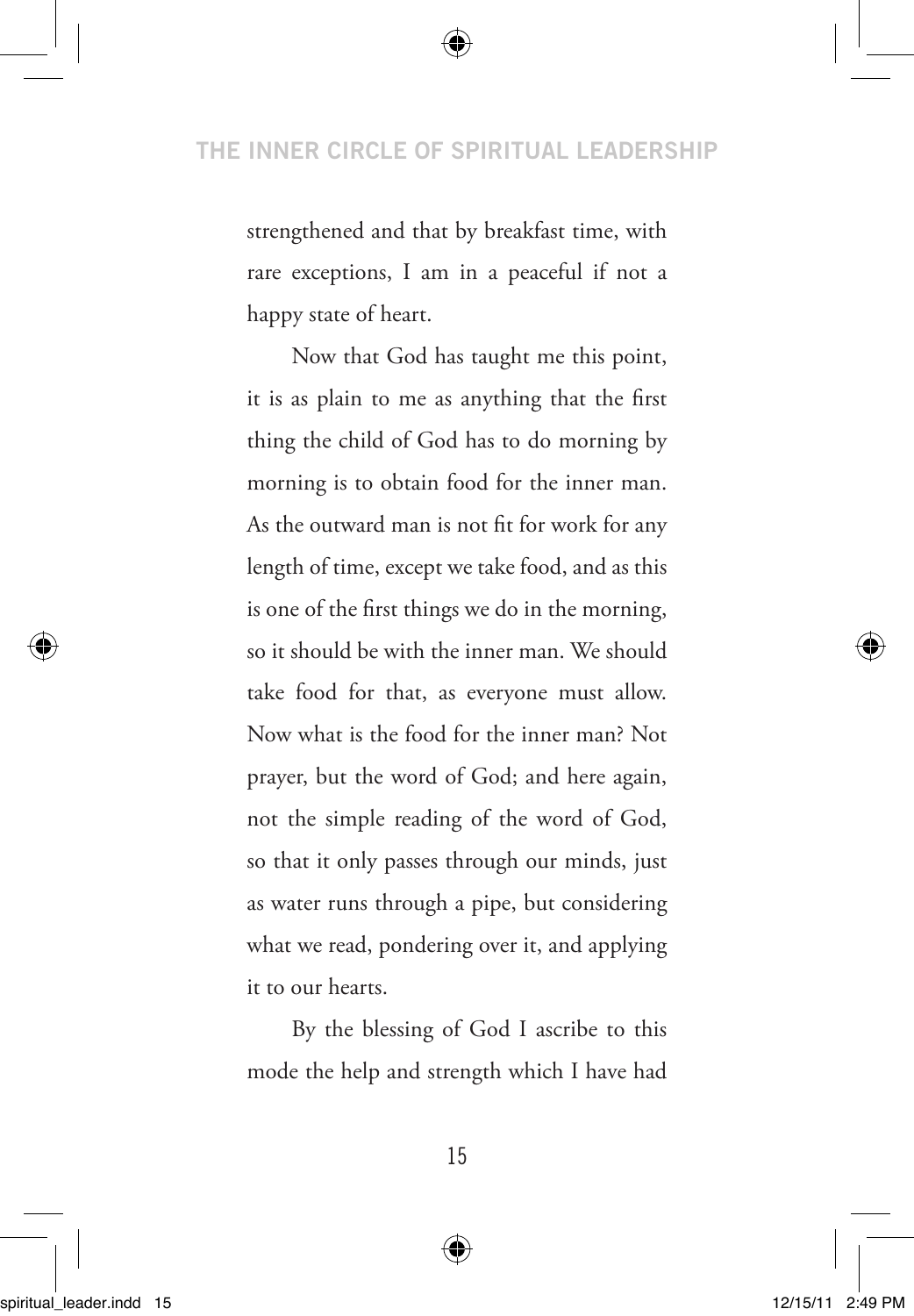strengthened and that by breakfast time, with rare exceptions, I am in a peaceful if not a happy state of heart.

Now that God has taught me this point, it is as plain to me as anything that the first thing the child of God has to do morning by morning is to obtain food for the inner man. As the outward man is not fit for work for any length of time, except we take food, and as this is one of the first things we do in the morning, so it should be with the inner man. We should take food for that, as everyone must allow. Now what is the food for the inner man? Not prayer, but the word of God; and here again, not the simple reading of the word of God, so that it only passes through our minds, just as water runs through a pipe, but considering what we read, pondering over it, and applying it to our hearts.

By the blessing of God I ascribe to this mode the help and strength which I have had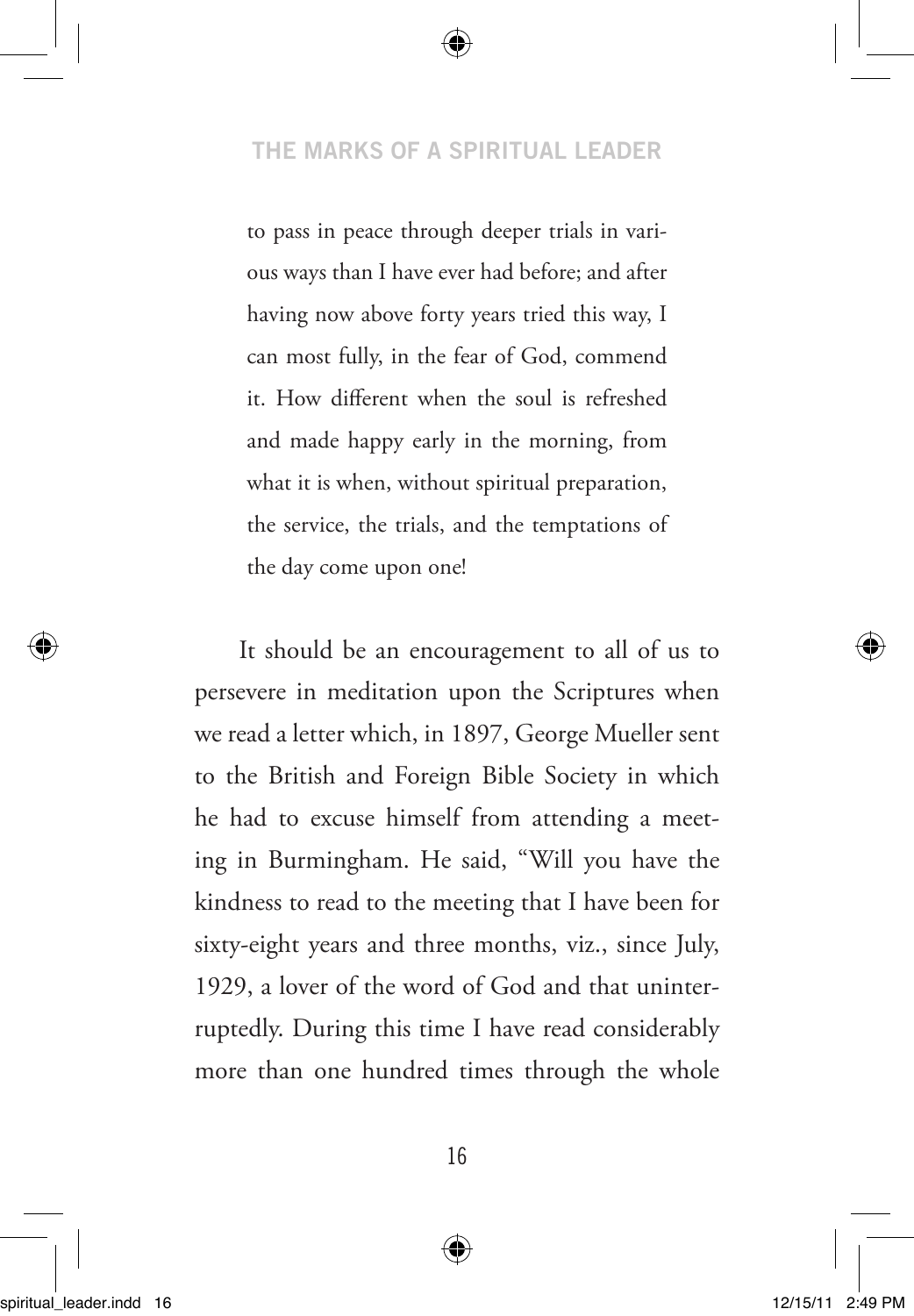> to pass in peace through deeper trials in various ways than I have ever had before; and after having now above forty years tried this way, I can most fully, in the fear of God, commend it. How different when the soul is refreshed and made happy early in the morning, from what it is when, without spiritual preparation, the service, the trials, and the temptations of the day come upon one!

It should be an encouragement to all of us to persevere in meditation upon the Scriptures when we read a letter which, in 1897, George Mueller sent to the British and Foreign Bible Society in which he had to excuse himself from attending a meeting in Burmingham. He said, "Will you have the kindness to read to the meeting that I have been for sixty-eight years and three months, viz., since July, 1929, a lover of the word of God and that uninterruptedly. During this time I have read considerably more than one hundred times through the whole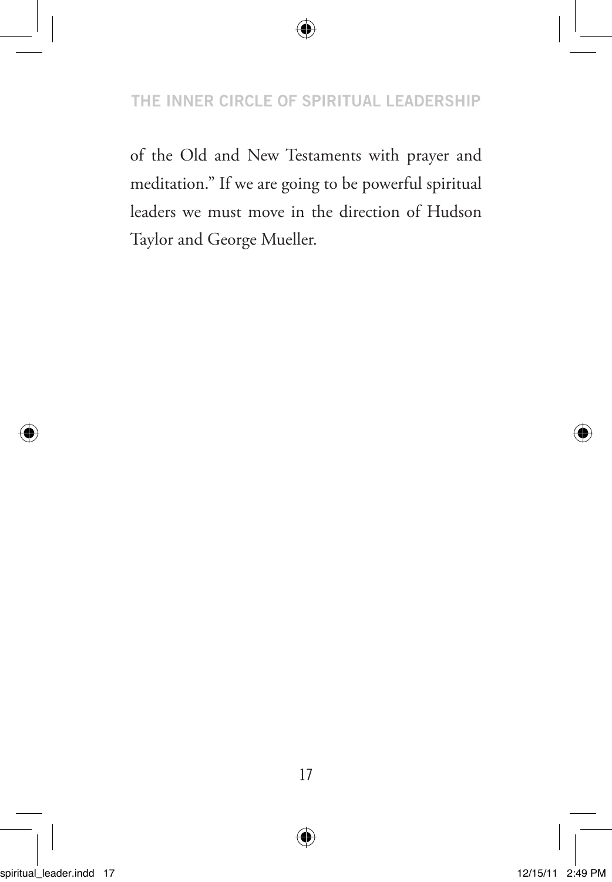of the Old and New Testaments with prayer and meditation." If we are going to be powerful spiritual leaders we must move in the direction of Hudson Taylor and George Mueller.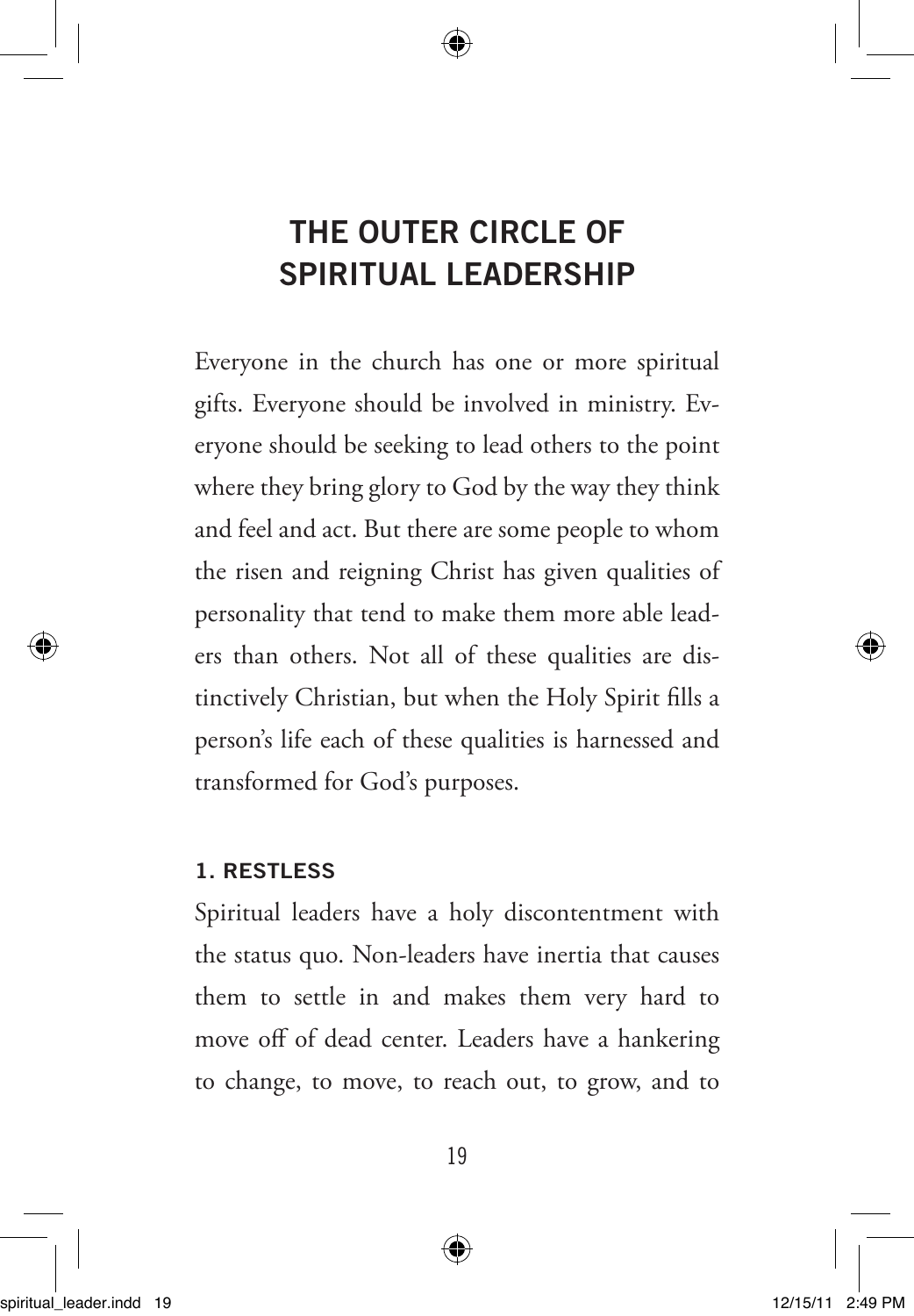# THE OUTER CIRCLE OF SPIRITUAL LEADERSHIP

Everyone in the church has one or more spiritual gifts. Everyone should be involved in ministry. Everyone should be seeking to lead others to the point where they bring glory to God by the way they think and feel and act. But there are some people to whom the risen and reigning Christ has given qualities of personality that tend to make them more able leaders than others. Not all of these qualities are distinctively Christian, but when the Holy Spirit fills a person's life each of these qualities is harnessed and transformed for God's purposes.

### 1. RESTLESS

Spiritual leaders have a holy discontentment with the status quo. Non-leaders have inertia that causes them to settle in and makes them very hard to move off of dead center. Leaders have a hankering to change, to move, to reach out, to grow, and to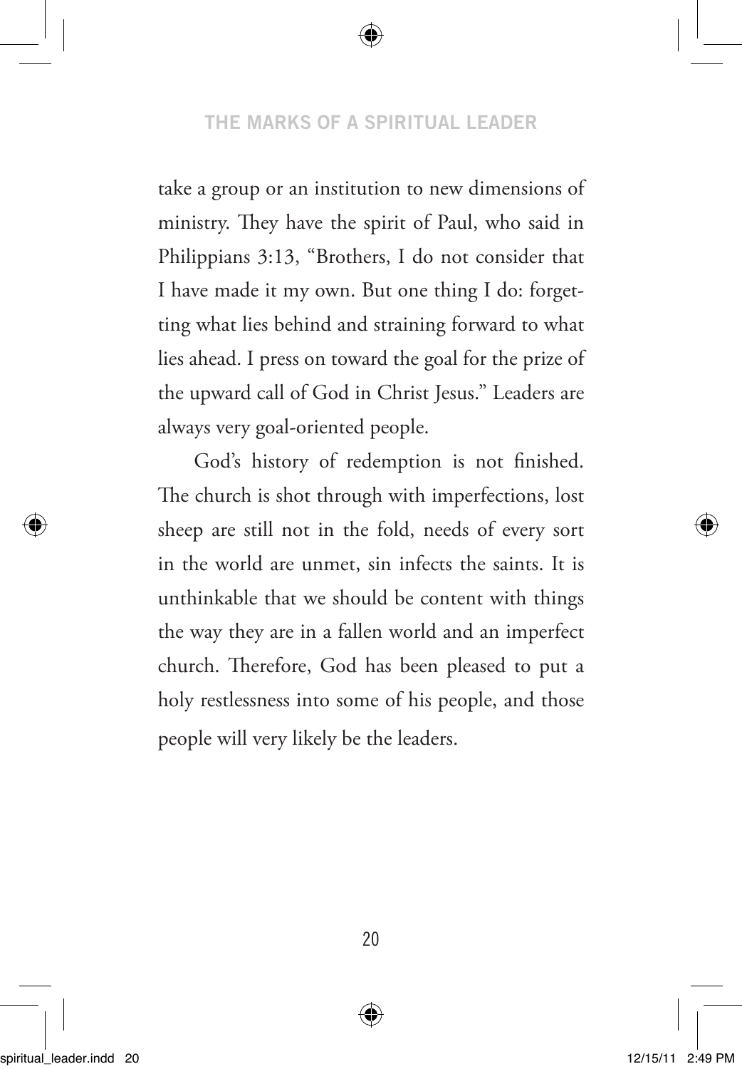take a group or an institution to new dimensions of ministry. They have the spirit of Paul, who said in Philippians 3:13, "Brothers, I do not consider that I have made it my own. But one thing I do: forgetting what lies behind and straining forward to what lies ahead. I press on toward the goal for the prize of the upward call of God in Christ Jesus." Leaders are always very goal-oriented people.

God's history of redemption is not finished. The church is shot through with imperfections, lost sheep are still not in the fold, needs of every sort in the world are unmet, sin infects the saints. It is unthinkable that we should be content with things the way they are in a fallen world and an imperfect church. Therefore, God has been pleased to put a holy restlessness into some of his people, and those people will very likely be the leaders.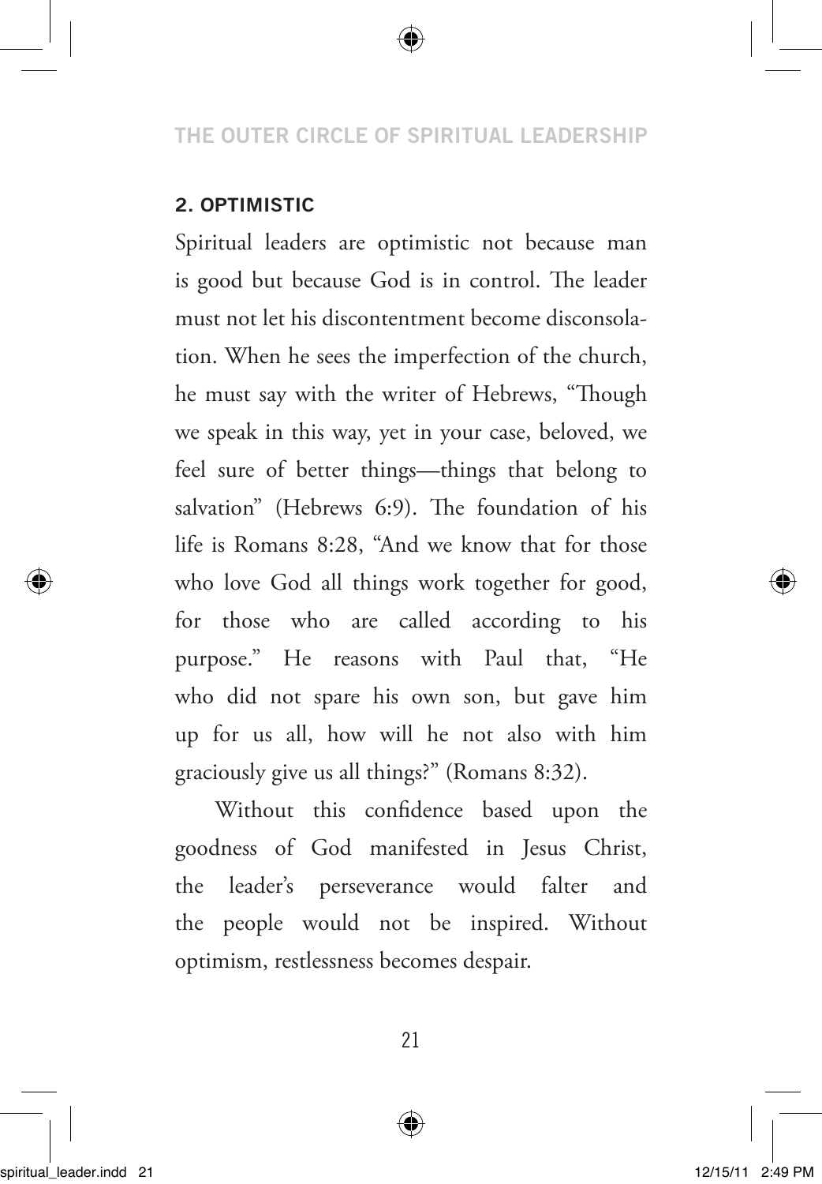### 2. OPTIMISTIC

Spiritual leaders are optimistic not because man is good but because God is in control. The leader must not let his discontentment become disconsolation. When he sees the imperfection of the church, he must say with the writer of Hebrews, "Though we speak in this way, yet in your case, beloved, we feel sure of better things—things that belong to salvation" (Hebrews 6:9). The foundation of his life is Romans 8:28, "And we know that for those who love God all things work together for good, for those who are called according to his purpose." He reasons with Paul that, "He who did not spare his own son, but gave him up for us all, how will he not also with him graciously give us all things?" (Romans 8:32).

Without this confidence based upon the goodness of God manifested in Jesus Christ, the leader's perseverance would falter and the people would not be inspired. Without optimism, restlessness becomes despair.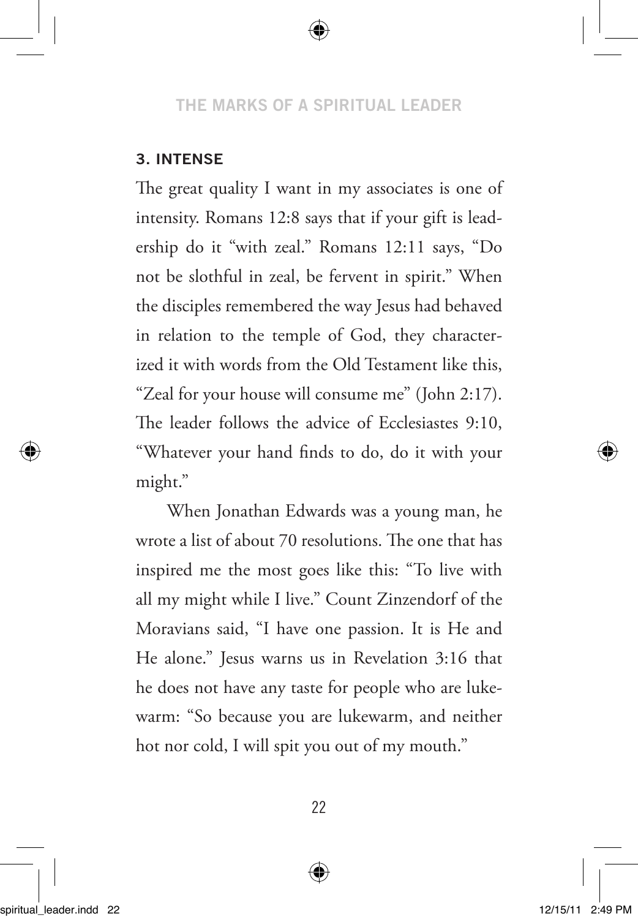### 3. INTENSE

The great quality I want in my associates is one of intensity. Romans 12:8 says that if your gift is leadership do it "with zeal." Romans 12:11 says, "Do not be slothful in zeal, be fervent in spirit." When the disciples remembered the way Jesus had behaved in relation to the temple of God, they characterized it with words from the Old Testament like this, "Zeal for your house will consume me" (John 2:17). The leader follows the advice of Ecclesiastes 9:10, "Whatever your hand finds to do, do it with your might."

When Jonathan Edwards was a young man, he wrote a list of about 70 resolutions. The one that has inspired me the most goes like this: "To live with all my might while I live." Count Zinzendorf of the Moravians said, "I have one passion. It is He and He alone." Jesus warns us in Revelation 3:16 that he does not have any taste for people who are lukewarm: "So because you are lukewarm, and neither hot nor cold, I will spit you out of my mouth."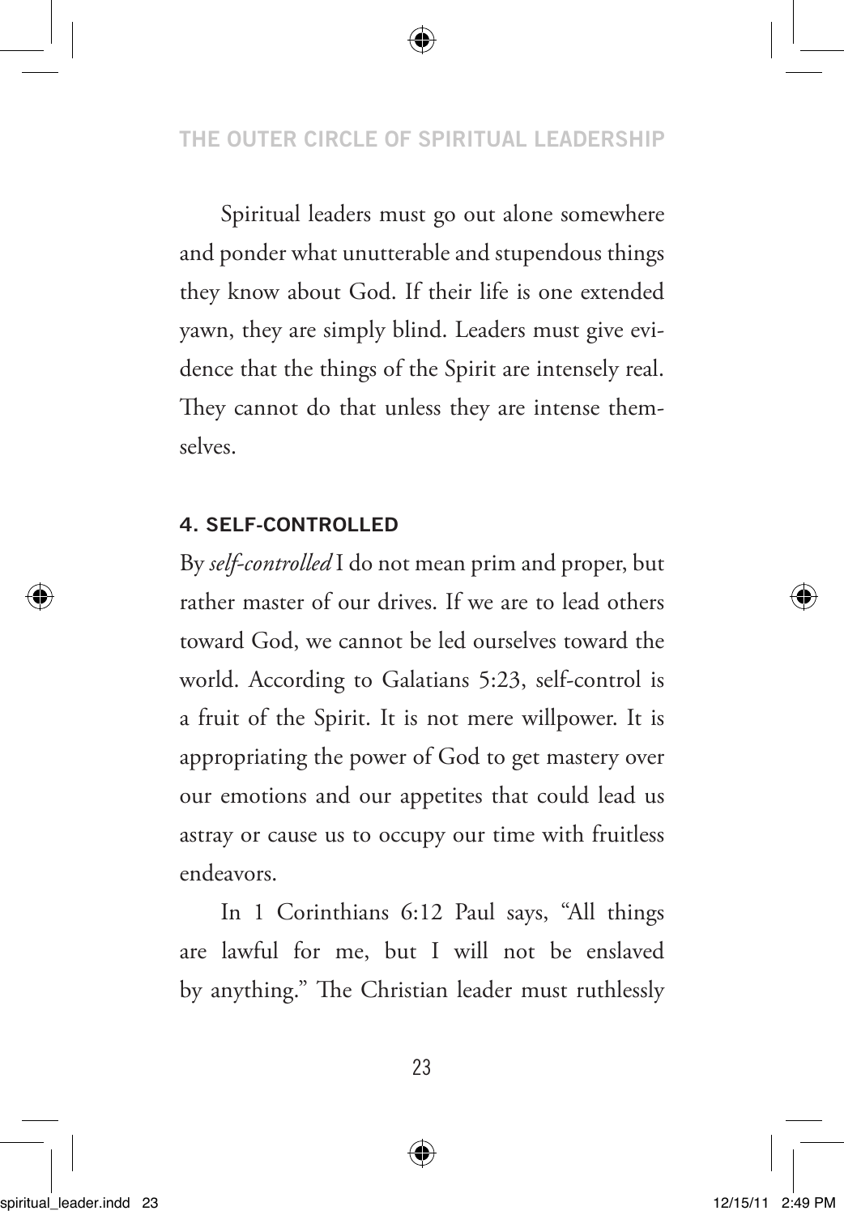Spiritual leaders must go out alone somewhere and ponder what unutterable and stupendous things they know about God. If their life is one extended yawn, they are simply blind. Leaders must give evidence that the things of the Spirit are intensely real. They cannot do that unless they are intense themselves.

### 4. SELF-CONTROLLED

By *self-controlled* I do not mean prim and proper, but rather master of our drives. If we are to lead others toward God, we cannot be led ourselves toward the world. According to Galatians 5:23, self-control is a fruit of the Spirit. It is not mere willpower. It is appropriating the power of God to get mastery over our emotions and our appetites that could lead us astray or cause us to occupy our time with fruitless endeavors.

In 1 Corinthians 6:12 Paul says, "All things are lawful for me, but I will not be enslaved by anything." The Christian leader must ruthlessly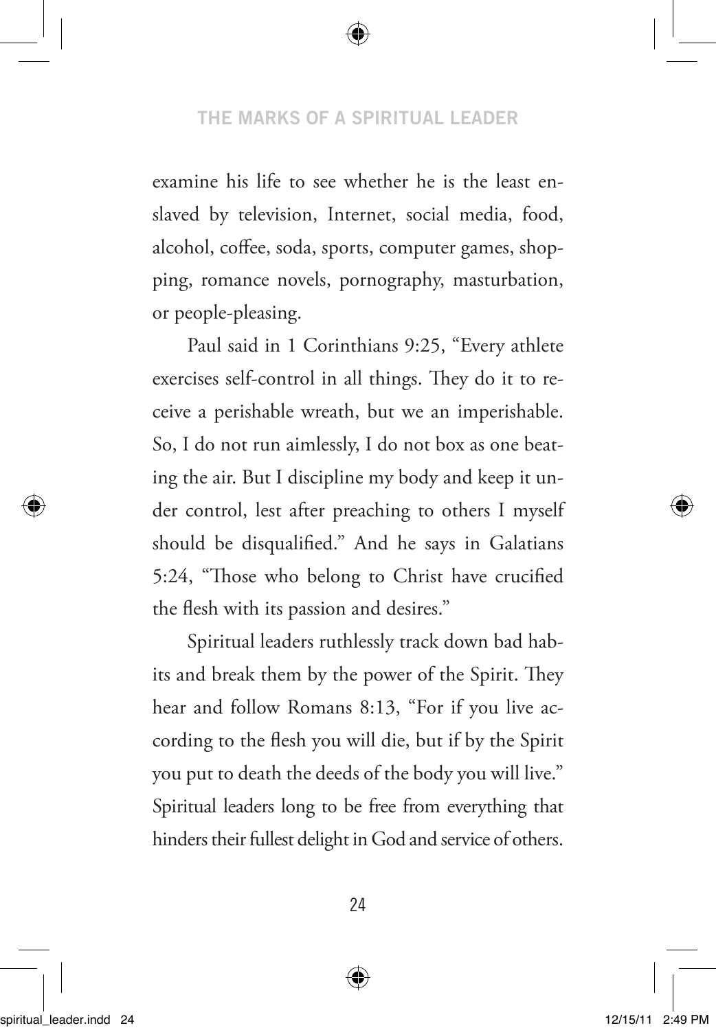examine his life to see whether he is the least enslaved by television, Internet, social media, food, alcohol, coffee, soda, sports, computer games, shopping, romance novels, pornography, masturbation, or people-pleasing.

Paul said in 1 Corinthians 9:25, "Every athlete exercises self-control in all things. They do it to receive a perishable wreath, but we an imperishable. So, I do not run aimlessly, I do not box as one beating the air. But I discipline my body and keep it under control, lest after preaching to others I myself should be disqualified." And he says in Galatians 5:24, "Those who belong to Christ have crucified the flesh with its passion and desires."

Spiritual leaders ruthlessly track down bad habits and break them by the power of the Spirit. They hear and follow Romans 8:13, "For if you live according to the flesh you will die, but if by the Spirit you put to death the deeds of the body you will live." Spiritual leaders long to be free from everything that hinders their fullest delight in God and service of others.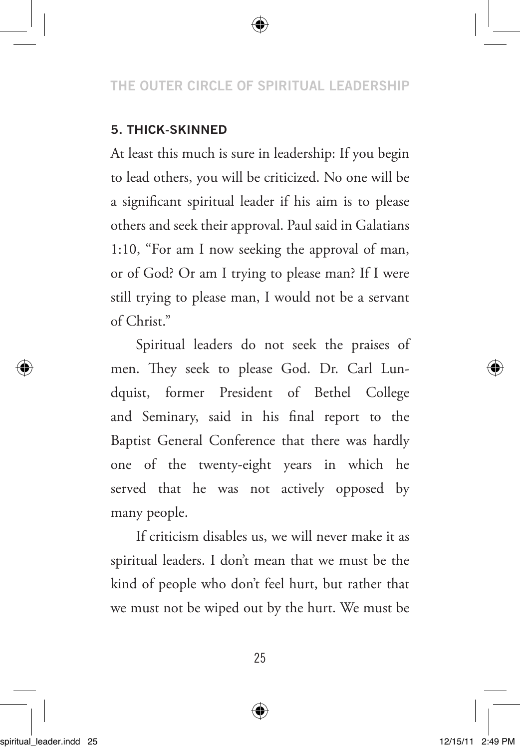### 5. THICK-SKINNED

At least this much is sure in leadership: If you begin to lead others, you will be criticized. No one will be a significant spiritual leader if his aim is to please others and seek their approval. Paul said in Galatians 1:10, "For am I now seeking the approval of man, or of God? Or am I trying to please man? If I were still trying to please man, I would not be a servant of Christ."

Spiritual leaders do not seek the praises of men. They seek to please God. Dr. Carl Lundquist, former President of Bethel College and Seminary, said in his final report to the Baptist General Conference that there was hardly one of the twenty-eight years in which he served that he was not actively opposed by many people.

If criticism disables us, we will never make it as spiritual leaders. I don't mean that we must be the kind of people who don't feel hurt, but rather that we must not be wiped out by the hurt. We must be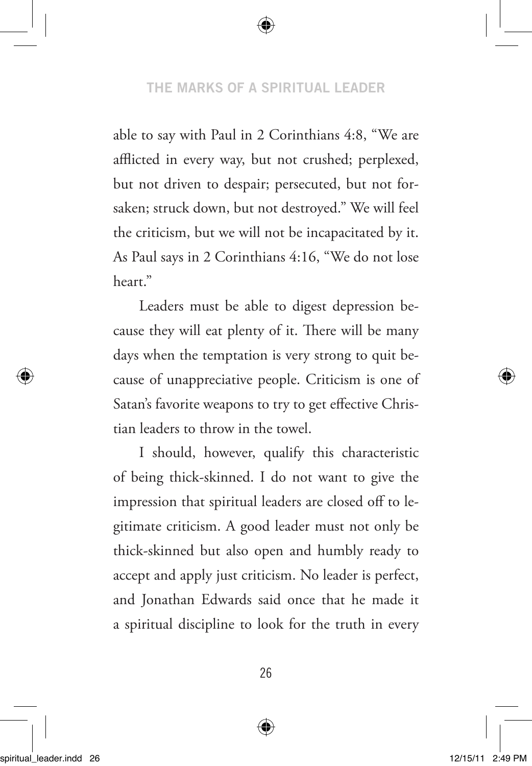able to say with Paul in 2 Corinthians 4:8, "We are afflicted in every way, but not crushed; perplexed, but not driven to despair; persecuted, but not forsaken; struck down, but not destroyed." We will feel the criticism, but we will not be incapacitated by it. As Paul says in 2 Corinthians 4:16, "We do not lose heart."

Leaders must be able to digest depression because they will eat plenty of it. There will be many days when the temptation is very strong to quit because of unappreciative people. Criticism is one of Satan's favorite weapons to try to get effective Christian leaders to throw in the towel.

I should, however, qualify this characteristic of being thick-skinned. I do not want to give the impression that spiritual leaders are closed off to legitimate criticism. A good leader must not only be thick-skinned but also open and humbly ready to accept and apply just criticism. No leader is perfect, and Jonathan Edwards said once that he made it a spiritual discipline to look for the truth in every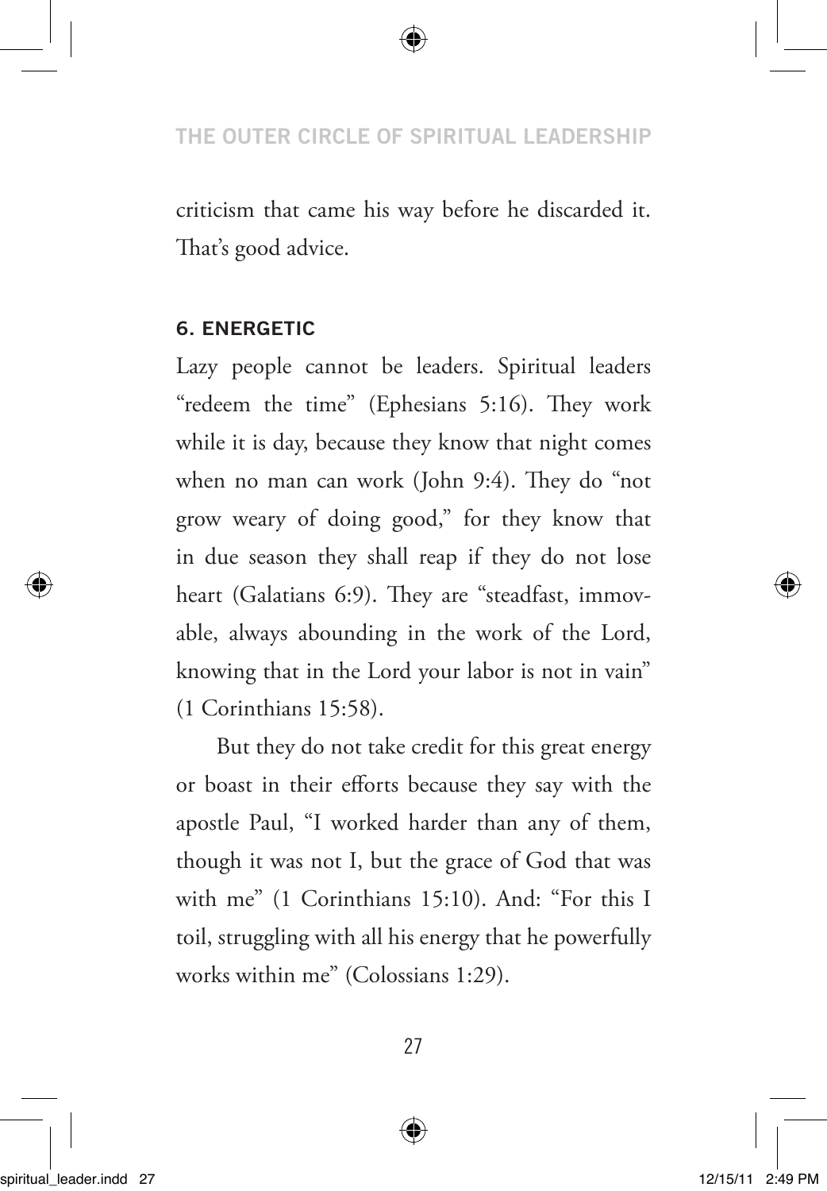criticism that came his way before he discarded it. That's good advice.

### 6. ENERGETIC

Lazy people cannot be leaders. Spiritual leaders "redeem the time" (Ephesians 5:16). They work while it is day, because they know that night comes when no man can work (John 9:4). They do "not grow weary of doing good," for they know that in due season they shall reap if they do not lose heart (Galatians 6:9). They are "steadfast, immovable, always abounding in the work of the Lord, knowing that in the Lord your labor is not in vain" (1 Corinthians 15:58).

But they do not take credit for this great energy or boast in their efforts because they say with the apostle Paul, "I worked harder than any of them, though it was not I, but the grace of God that was with me" (1 Corinthians 15:10). And: "For this I toil, struggling with all his energy that he powerfully works within me" (Colossians 1:29).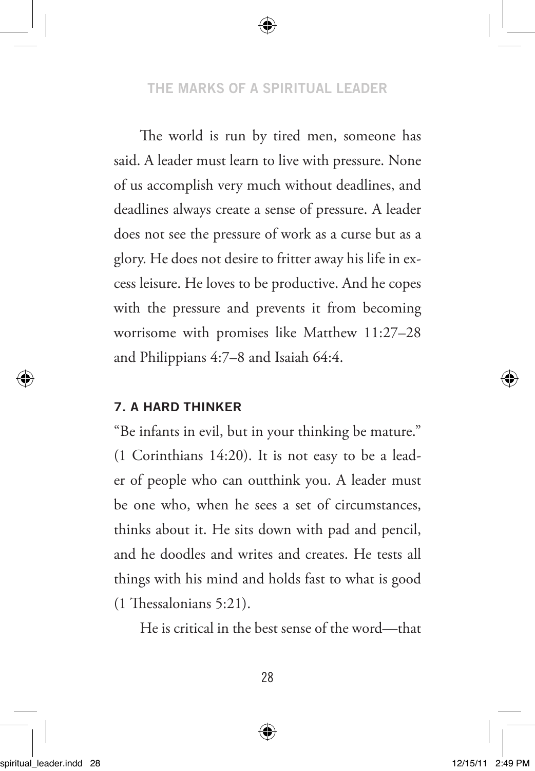The world is run by tired men, someone has said. A leader must learn to live with pressure. None of us accomplish very much without deadlines, and deadlines always create a sense of pressure. A leader does not see the pressure of work as a curse but as a glory. He does not desire to fritter away his life in excess leisure. He loves to be productive. And he copes with the pressure and prevents it from becoming worrisome with promises like Matthew 11:27–28 and Philippians 4:7–8 and Isaiah 64:4.

### 7. A HARD THINKER

"Be infants in evil, but in your thinking be mature." (1 Corinthians 14:20). It is not easy to be a leader of people who can outthink you. A leader must be one who, when he sees a set of circumstances, thinks about it. He sits down with pad and pencil, and he doodles and writes and creates. He tests all things with his mind and holds fast to what is good (1 Thessalonians 5:21).

He is critical in the best sense of the word—that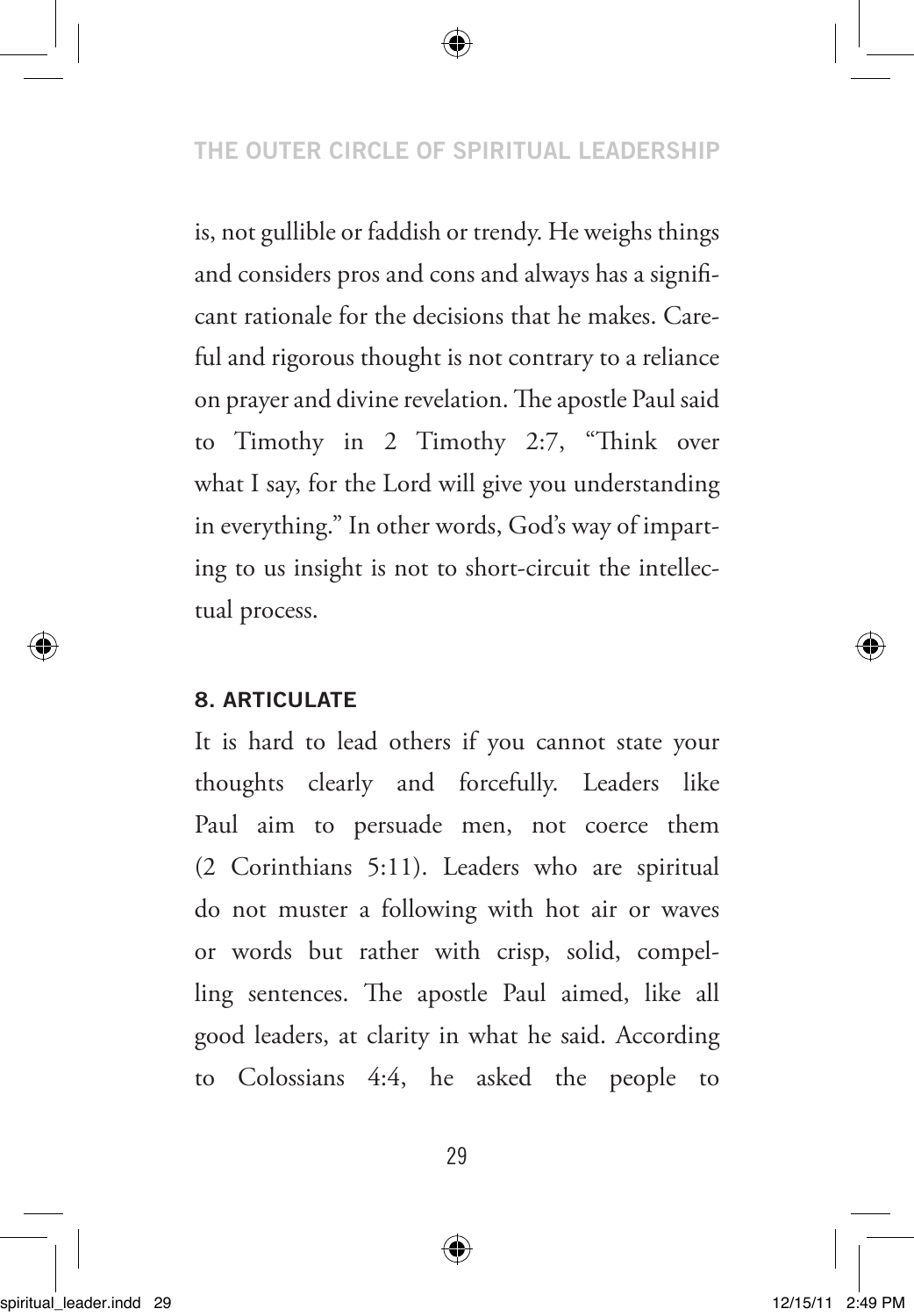is, not gullible or faddish or trendy. He weighs things and considers pros and cons and always has a significant rationale for the decisions that he makes. Careful and rigorous thought is not contrary to a reliance on prayer and divine revelation. The apostle Paul said to Timothy in 2 Timothy 2:7, "Think over what I say, for the Lord will give you understanding in everything." In other words, God's way of imparting to us insight is not to short-circuit the intellectual process.

### 8. ARTICULATE

It is hard to lead others if you cannot state your thoughts clearly and forcefully. Leaders like Paul aim to persuade men, not coerce them (2 Corinthians 5:11). Leaders who are spiritual do not muster a following with hot air or waves or words but rather with crisp, solid, compelling sentences. The apostle Paul aimed, like all good leaders, at clarity in what he said. According to Colossians 4:4, he asked the people to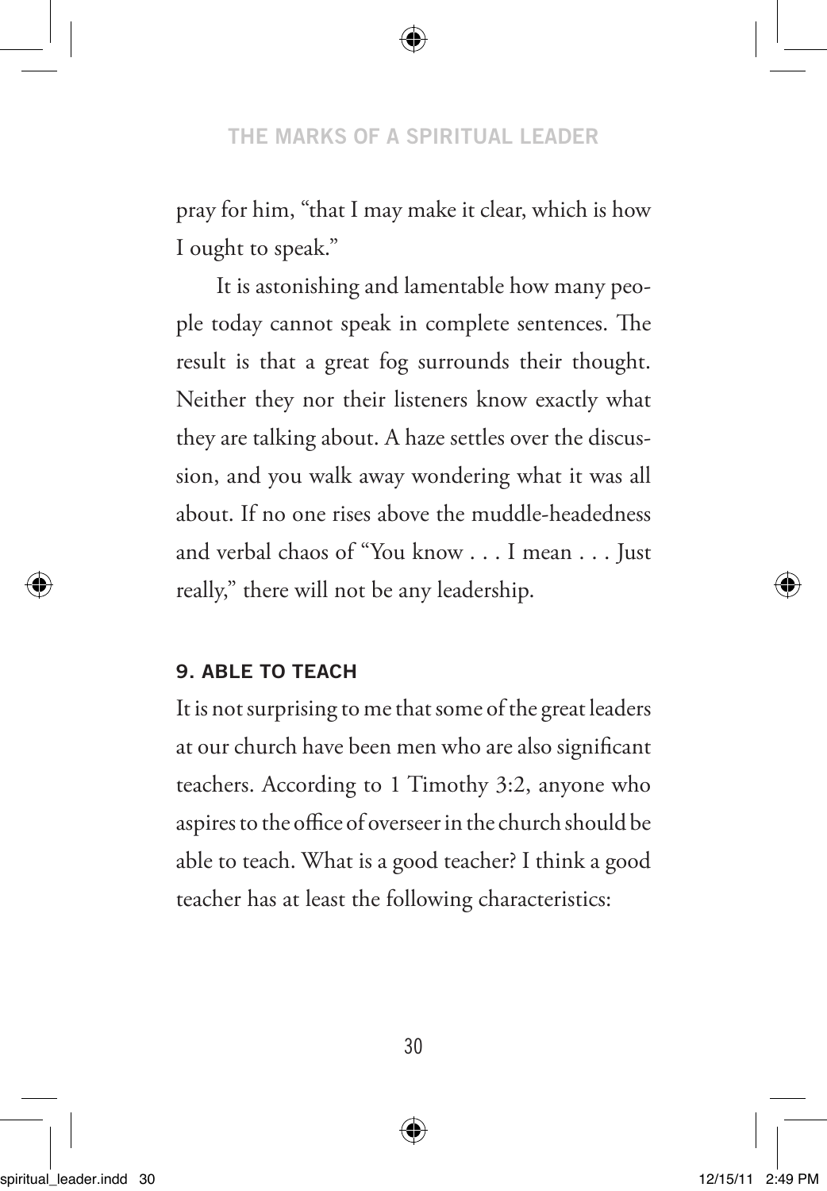pray for him, "that I may make it clear, which is how I ought to speak."

It is astonishing and lamentable how many people today cannot speak in complete sentences. The result is that a great fog surrounds their thought. Neither they nor their listeners know exactly what they are talking about. A haze settles over the discussion, and you walk away wondering what it was all about. If no one rises above the muddle-headedness and verbal chaos of "You know . . . I mean . . . Just really," there will not be any leadership.

### 9. ABLE TO TEACH

It is not surprising to me that some of the great leaders at our church have been men who are also significant teachers. According to 1 Timothy 3:2, anyone who aspires to the office of overseer in the church should be able to teach. What is a good teacher? I think a good teacher has at least the following characteristics: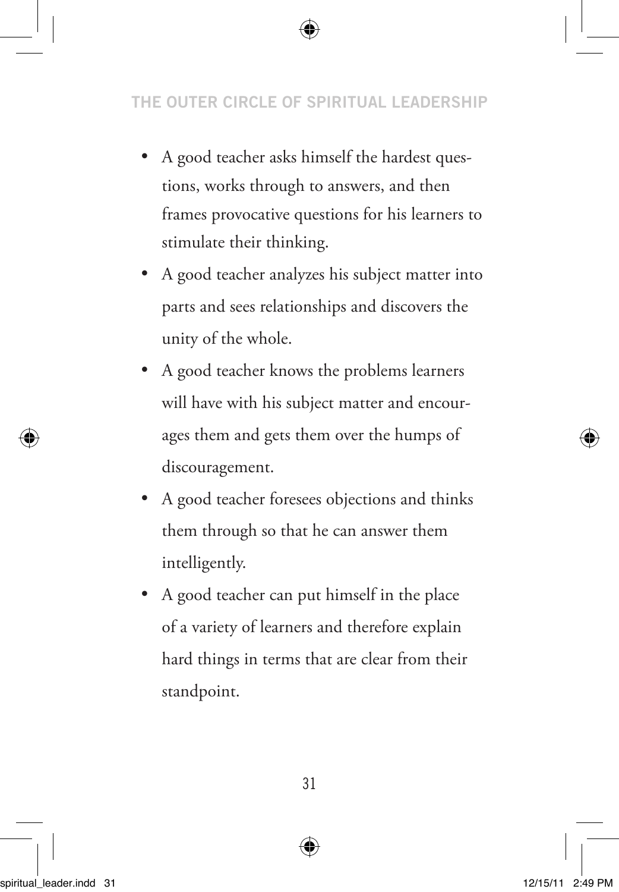- A good teacher asks himself the hardest questions, works through to answers, and then frames provocative questions for his learners to stimulate their thinking.
- A good teacher analyzes his subject matter into parts and sees relationships and discovers the unity of the whole.
- A good teacher knows the problems learners will have with his subject matter and encourages them and gets them over the humps of discouragement.
- A good teacher foresees objections and thinks them through so that he can answer them intelligently.
- A good teacher can put himself in the place of a variety of learners and therefore explain hard things in terms that are clear from their standpoint.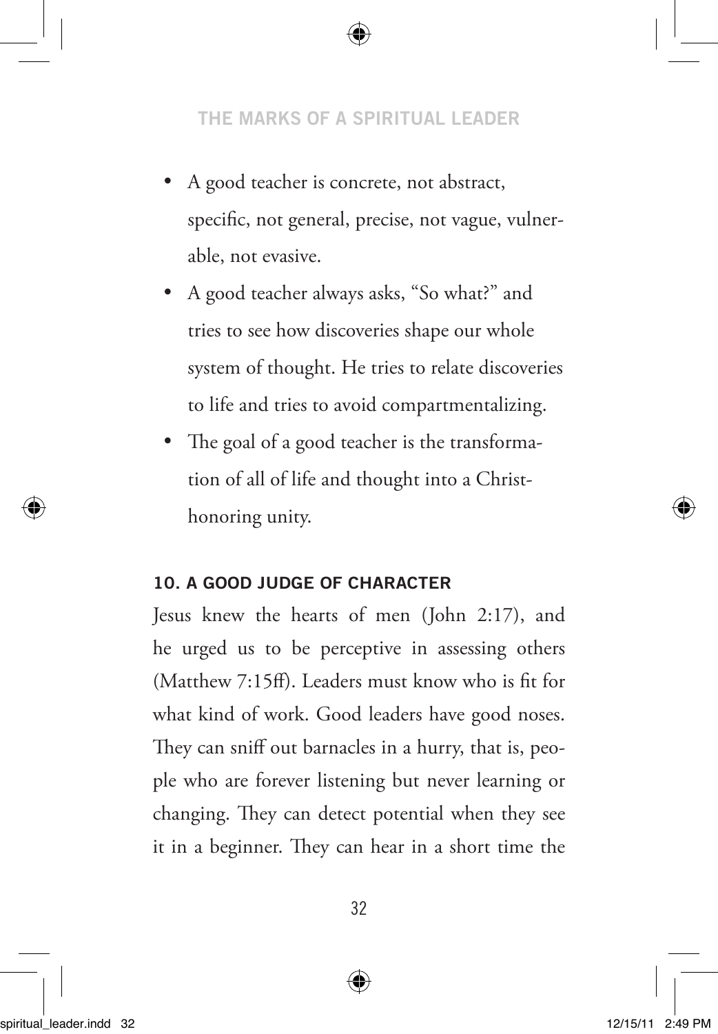- A good teacher is concrete, not abstract, specific, not general, precise, not vague, vulnerable, not evasive.
- A good teacher always asks, "So what?" and tries to see how discoveries shape our whole system of thought. He tries to relate discoveries to life and tries to avoid compartmentalizing.
- The goal of a good teacher is the transformation of all of life and thought into a Christ-honoring unity.

### 10. A GOOD JUDGE OF CHARACTER

Jesus knew the hearts of men (John 2:17), and he urged us to be perceptive in assessing others (Matthew 7:15ff). Leaders must know who is fit for what kind of work. Good leaders have good noses. They can sniff out barnacles in a hurry, that is, people who are forever listening but never learning or changing. They can detect potential when they see it in a beginner. They can hear in a short time the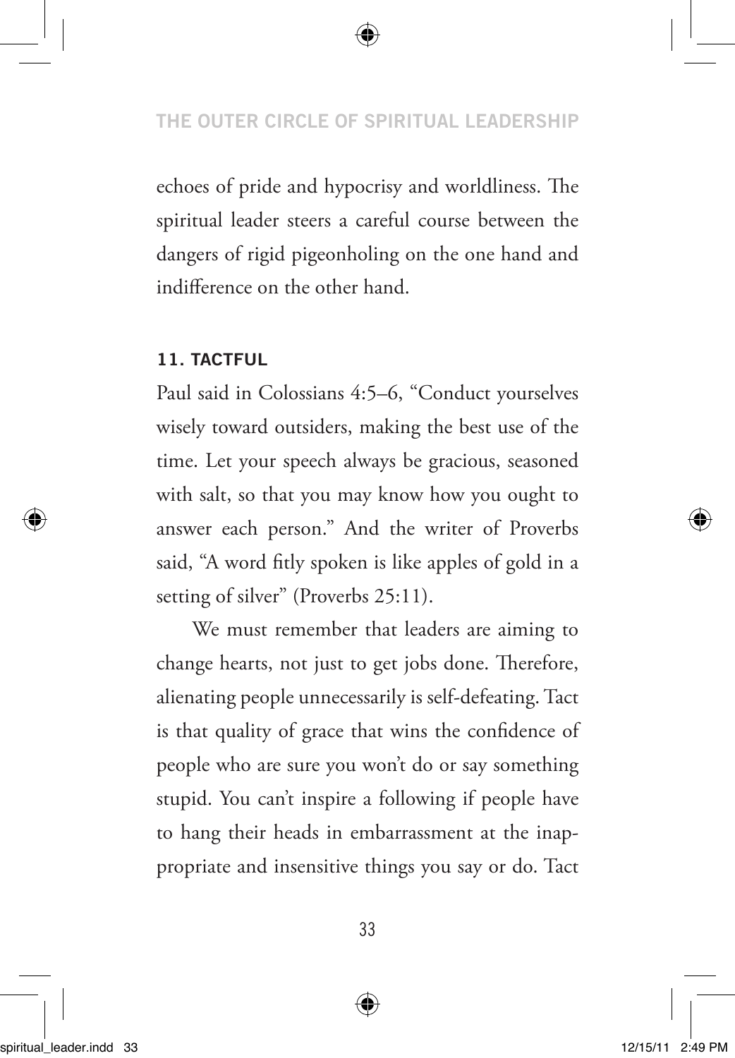echoes of pride and hypocrisy and worldliness. The spiritual leader steers a careful course between the dangers of rigid pigeonholing on the one hand and indifference on the other hand.

### 11. TACTFUL

Paul said in Colossians 4:5–6, "Conduct yourselves wisely toward outsiders, making the best use of the time. Let your speech always be gracious, seasoned with salt, so that you may know how you ought to answer each person." And the writer of Proverbs said, "A word fitly spoken is like apples of gold in a setting of silver" (Proverbs 25:11).

We must remember that leaders are aiming to change hearts, not just to get jobs done. Therefore, alienating people unnecessarily is self-defeating. Tact is that quality of grace that wins the confidence of people who are sure you won't do or say something stupid. You can't inspire a following if people have to hang their heads in embarrassment at the inappropriate and insensitive things you say or do. Tact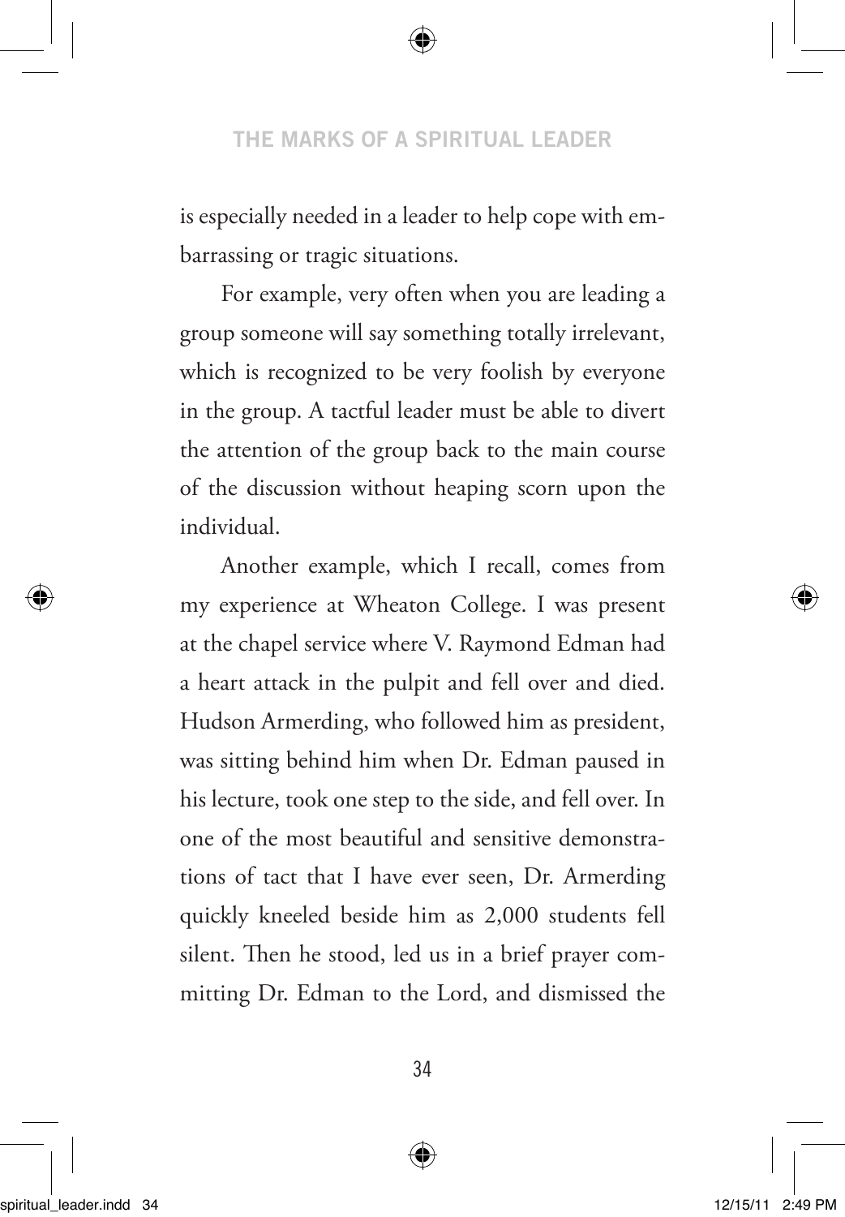is especially needed in a leader to help cope with embarrassing or tragic situations.

For example, very often when you are leading a group someone will say something totally irrelevant, which is recognized to be very foolish by everyone in the group. A tactful leader must be able to divert the attention of the group back to the main course of the discussion without heaping scorn upon the individual.

Another example, which I recall, comes from my experience at Wheaton College. I was present at the chapel service where V. Raymond Edman had a heart attack in the pulpit and fell over and died. Hudson Armerding, who followed him as president, was sitting behind him when Dr. Edman paused in his lecture, took one step to the side, and fell over. In one of the most beautiful and sensitive demonstrations of tact that I have ever seen, Dr. Armerding quickly kneeled beside him as 2,000 students fell silent. Then he stood, led us in a brief prayer committing Dr. Edman to the Lord, and dismissed the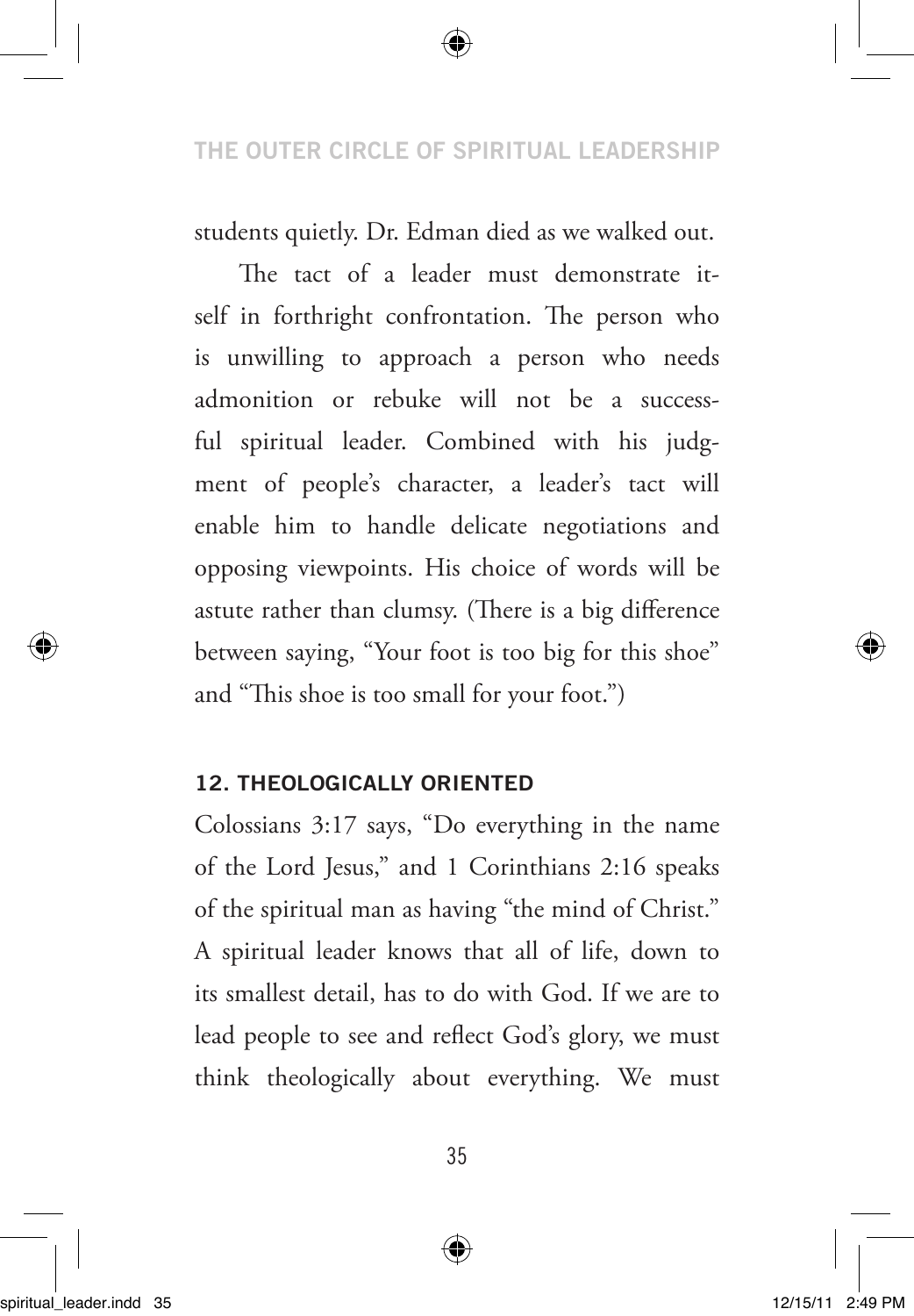students quietly. Dr. Edman died as we walked out.

The tact of a leader must demonstrate itself in forthright confrontation. The person who is unwilling to approach a person who needs admonition or rebuke will not be a successful spiritual leader. Combined with his judgment of people's character, a leader's tact will enable him to handle delicate negotiations and opposing viewpoints. His choice of words will be astute rather than clumsy. (There is a big difference between saying, "Your foot is too big for this shoe" and "This shoe is too small for your foot.")

### 12. THEOLOGICALLY ORIENTED

Colossians 3:17 says, "Do everything in the name of the Lord Jesus," and 1 Corinthians 2:16 speaks of the spiritual man as having "the mind of Christ." A spiritual leader knows that all of life, down to its smallest detail, has to do with God. If we are to lead people to see and reflect God's glory, we must think theologically about everything. We must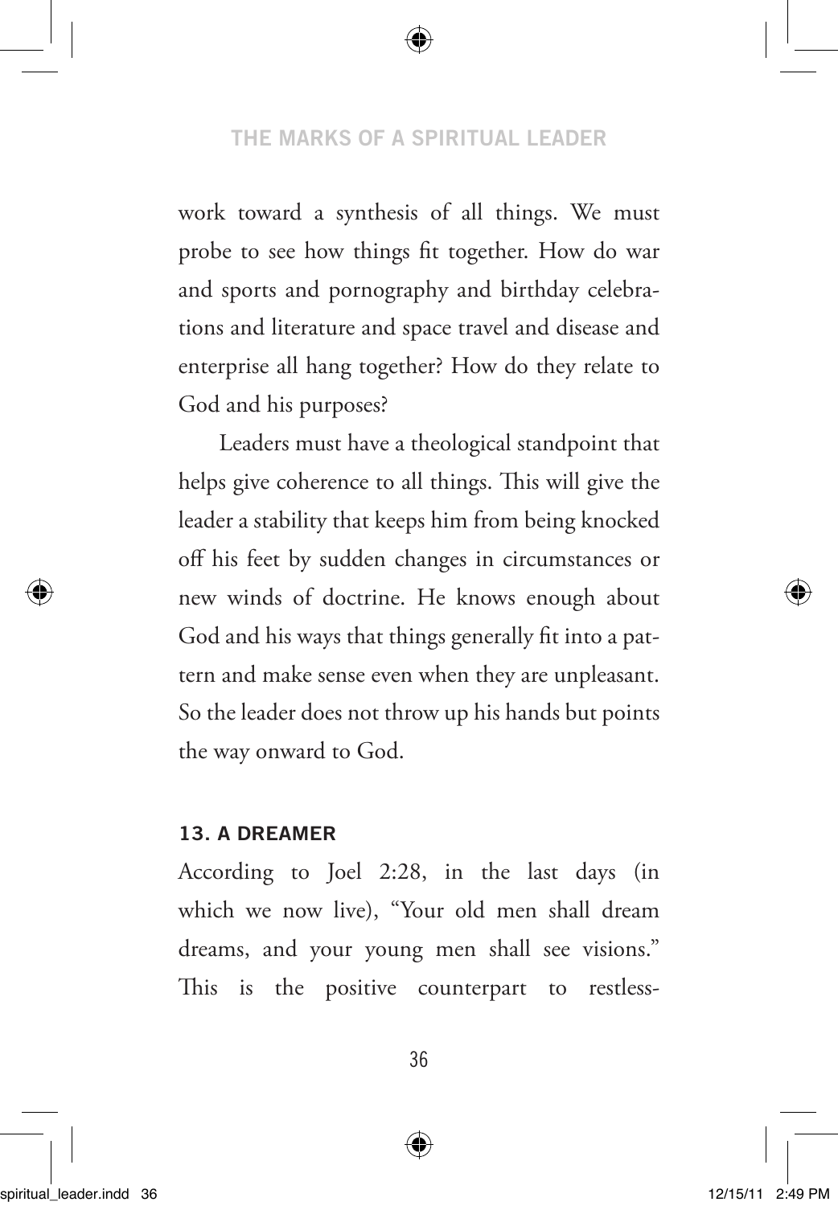work toward a synthesis of all things. We must probe to see how things fit together. How do war and sports and pornography and birthday celebrations and literature and space travel and disease and enterprise all hang together? How do they relate to God and his purposes?

Leaders must have a theological standpoint that helps give coherence to all things. This will give the leader a stability that keeps him from being knocked off his feet by sudden changes in circumstances or new winds of doctrine. He knows enough about God and his ways that things generally fit into a pattern and make sense even when they are unpleasant. So the leader does not throw up his hands but points the way onward to God.

### 13. A DREAMER

According to Joel 2:28, in the last days (in which we now live), "Your old men shall dream dreams, and your young men shall see visions." This is the positive counterpart to restless-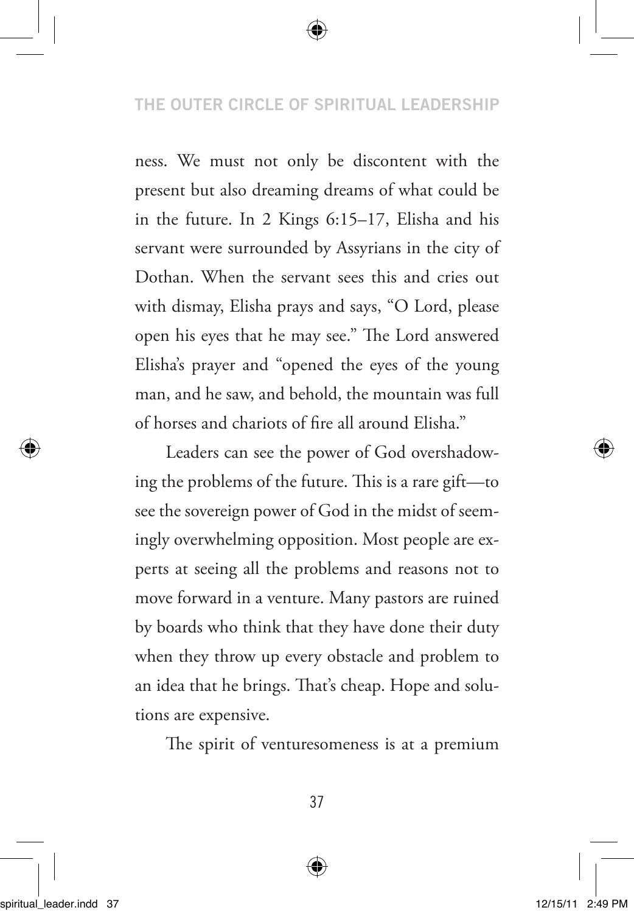ness. We must not only be discontent with the present but also dreaming dreams of what could be in the future. In 2 Kings 6:15–17, Elisha and his servant were surrounded by Assyrians in the city of Dothan. When the servant sees this and cries out with dismay, Elisha prays and says, "O Lord, please open his eyes that he may see." The Lord answered Elisha's prayer and "opened the eyes of the young man, and he saw, and behold, the mountain was full of horses and chariots of fire all around Elisha."

Leaders can see the power of God overshadowing the problems of the future. This is a rare gift—to see the sovereign power of God in the midst of seemingly overwhelming opposition. Most people are experts at seeing all the problems and reasons not to move forward in a venture. Many pastors are ruined by boards who think that they have done their duty when they throw up every obstacle and problem to an idea that he brings. That's cheap. Hope and solutions are expensive.

The spirit of venturesomeness is at a premium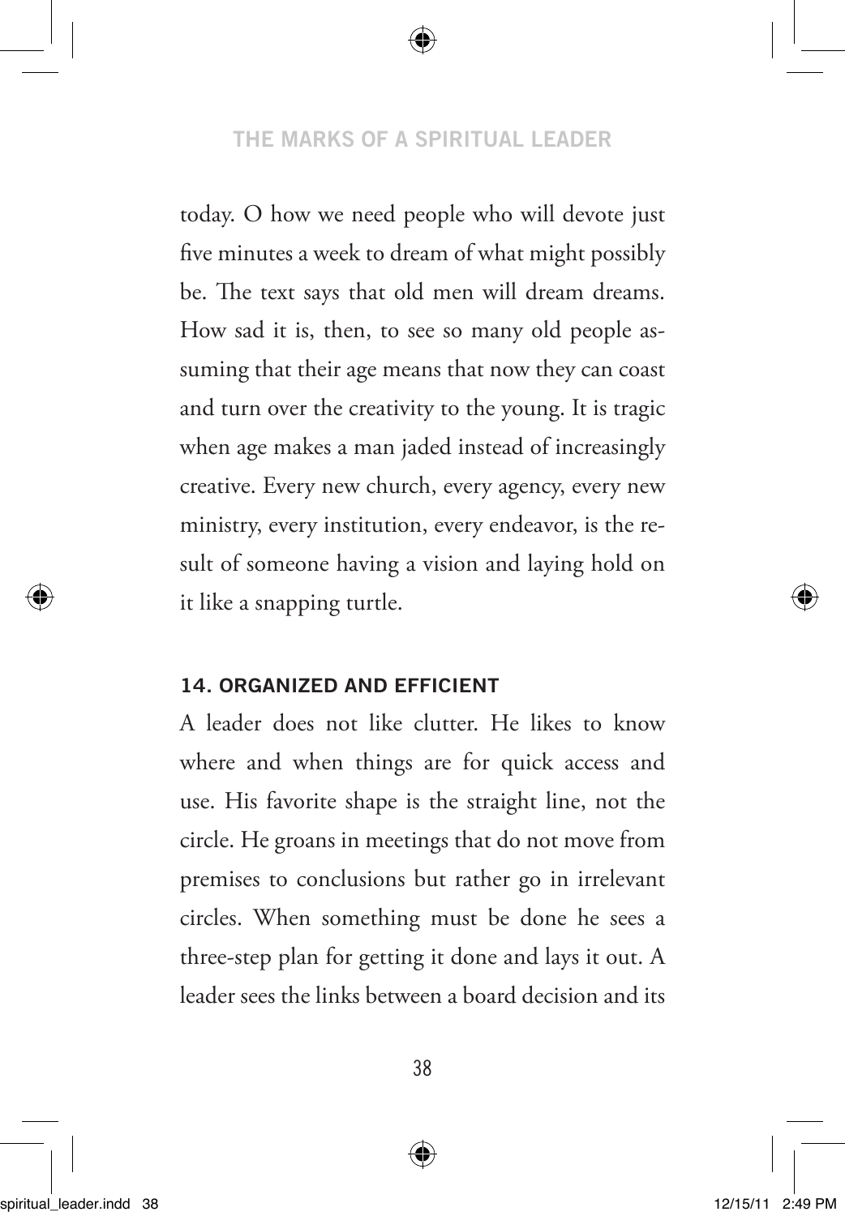today. O how we need people who will devote just five minutes a week to dream of what might possibly be. The text says that old men will dream dreams. How sad it is, then, to see so many old people assuming that their age means that now they can coast and turn over the creativity to the young. It is tragic when age makes a man jaded instead of increasingly creative. Every new church, every agency, every new ministry, every institution, every endeavor, is the result of someone having a vision and laying hold on it like a snapping turtle.

### 14. ORGANIZED AND EFFICIENT

A leader does not like clutter. He likes to know where and when things are for quick access and use. His favorite shape is the straight line, not the circle. He groans in meetings that do not move from premises to conclusions but rather go in irrelevant circles. When something must be done he sees a three-step plan for getting it done and lays it out. A leader sees the links between a board decision and its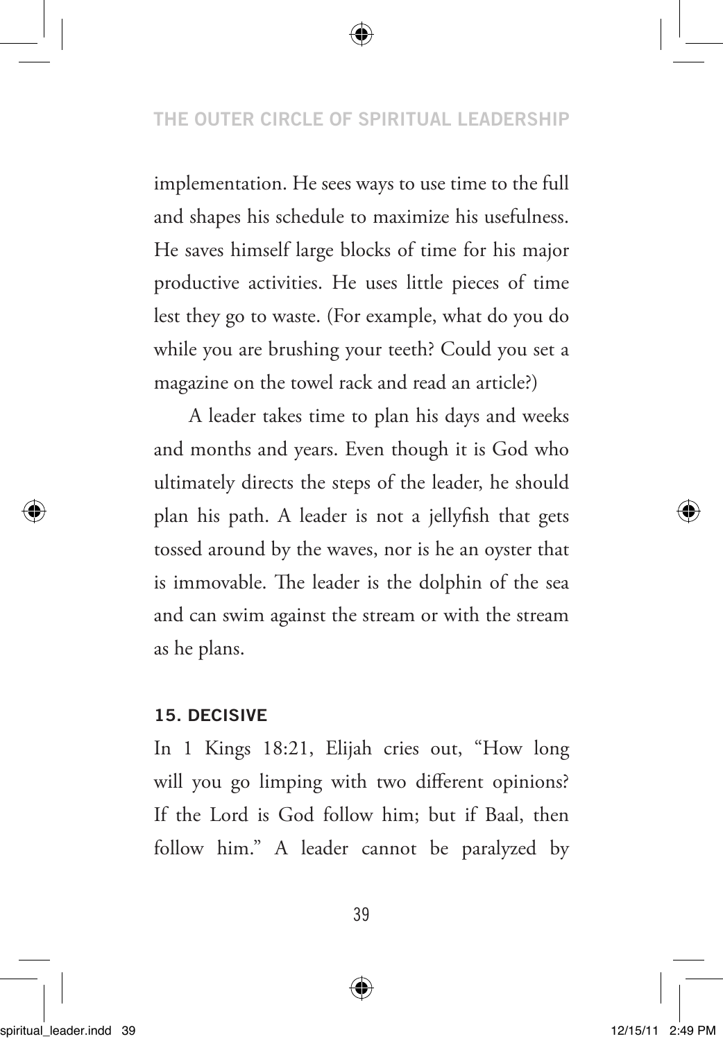implementation. He sees ways to use time to the full and shapes his schedule to maximize his usefulness. He saves himself large blocks of time for his major productive activities. He uses little pieces of time lest they go to waste. (For example, what do you do while you are brushing your teeth? Could you set a magazine on the towel rack and read an article?)

A leader takes time to plan his days and weeks and months and years. Even though it is God who ultimately directs the steps of the leader, he should plan his path. A leader is not a jellyfish that gets tossed around by the waves, nor is he an oyster that is immovable. The leader is the dolphin of the sea and can swim against the stream or with the stream as he plans.

### 15. DECISIVE

In 1 Kings 18:21, Elijah cries out, "How long will you go limping with two different opinions? If the Lord is God follow him; but if Baal, then follow him." A leader cannot be paralyzed by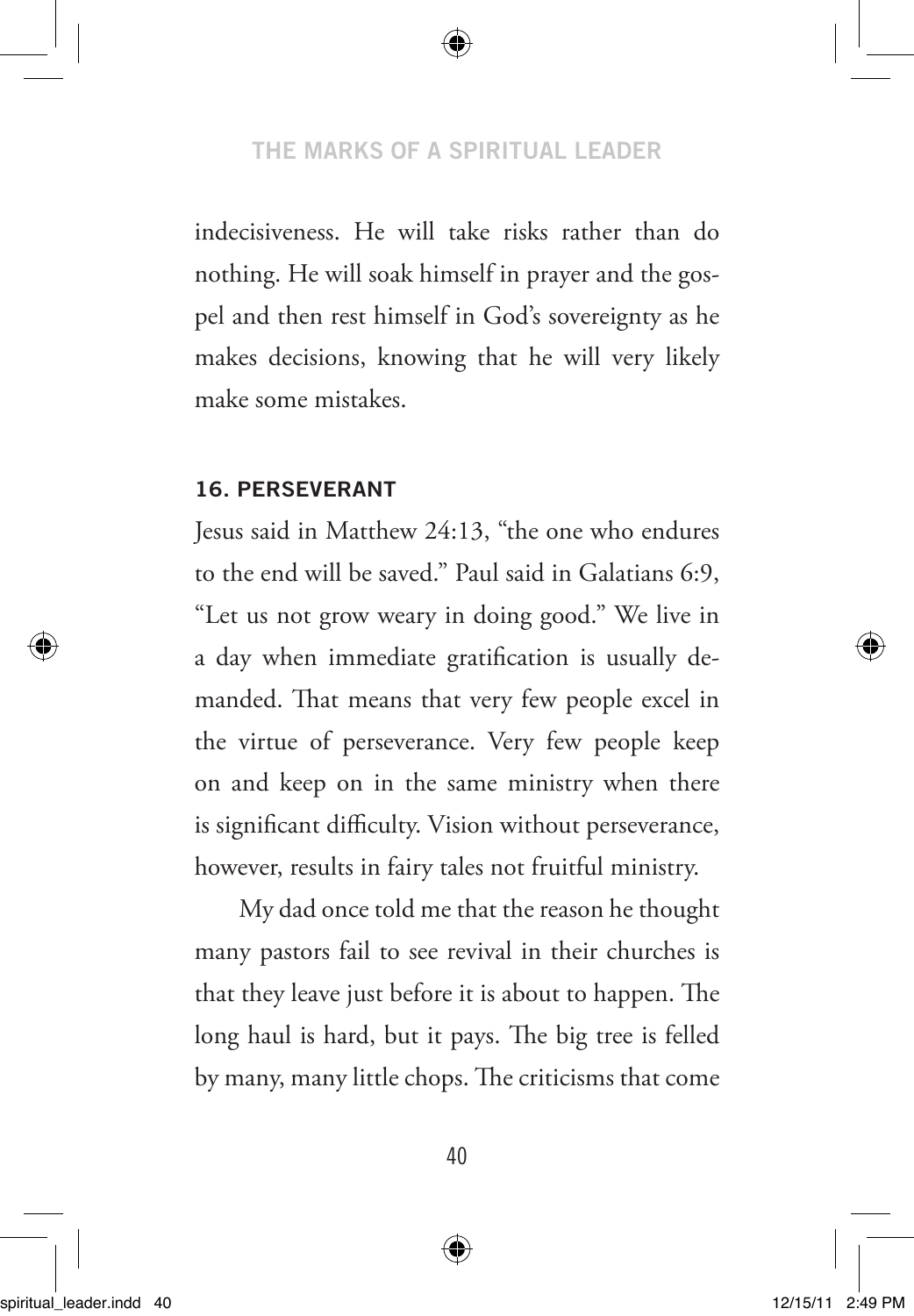indecisiveness. He will take risks rather than do nothing. He will soak himself in prayer and the gospel and then rest himself in God's sovereignty as he makes decisions, knowing that he will very likely make some mistakes.

### 16. PERSEVERANT

Jesus said in Matthew 24:13, "the one who endures to the end will be saved." Paul said in Galatians 6:9, "Let us not grow weary in doing good." We live in a day when immediate gratification is usually demanded. That means that very few people excel in the virtue of perseverance. Very few people keep on and keep on in the same ministry when there is significant difficulty. Vision without perseverance, however, results in fairy tales not fruitful ministry.

My dad once told me that the reason he thought many pastors fail to see revival in their churches is that they leave just before it is about to happen. The long haul is hard, but it pays. The big tree is felled by many, many little chops. The criticisms that come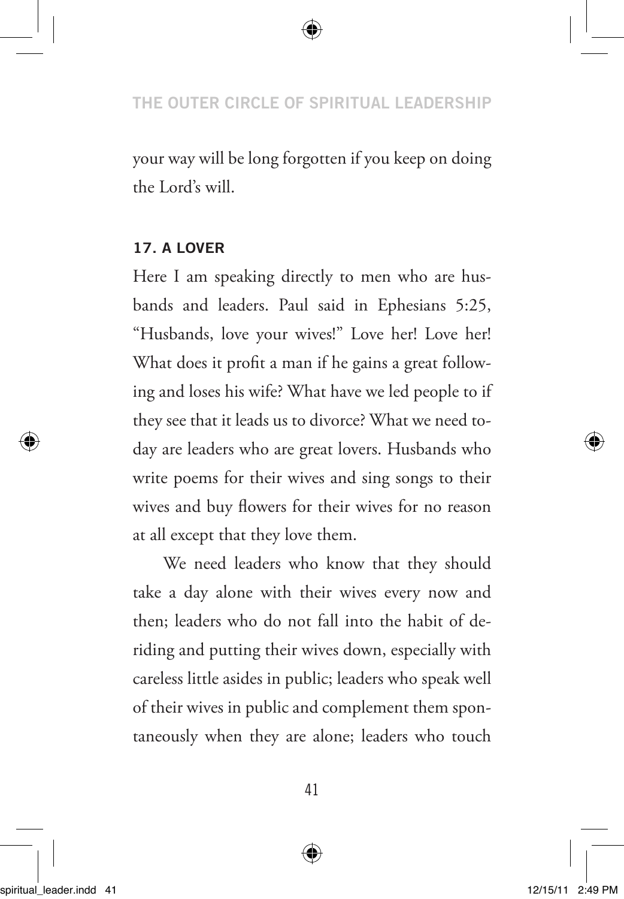your way will be long forgotten if you keep on doing the Lord's will.

### 17. A LOVER

Here I am speaking directly to men who are husbands and leaders. Paul said in Ephesians 5:25, "Husbands, love your wives!" Love her! Love her! What does it profit a man if he gains a great following and loses his wife? What have we led people to if they see that it leads us to divorce? What we need today are leaders who are great lovers. Husbands who write poems for their wives and sing songs to their wives and buy flowers for their wives for no reason at all except that they love them.

We need leaders who know that they should take a day alone with their wives every now and then; leaders who do not fall into the habit of deriding and putting their wives down, especially with careless little asides in public; leaders who speak well of their wives in public and complement them spontaneously when they are alone; leaders who touch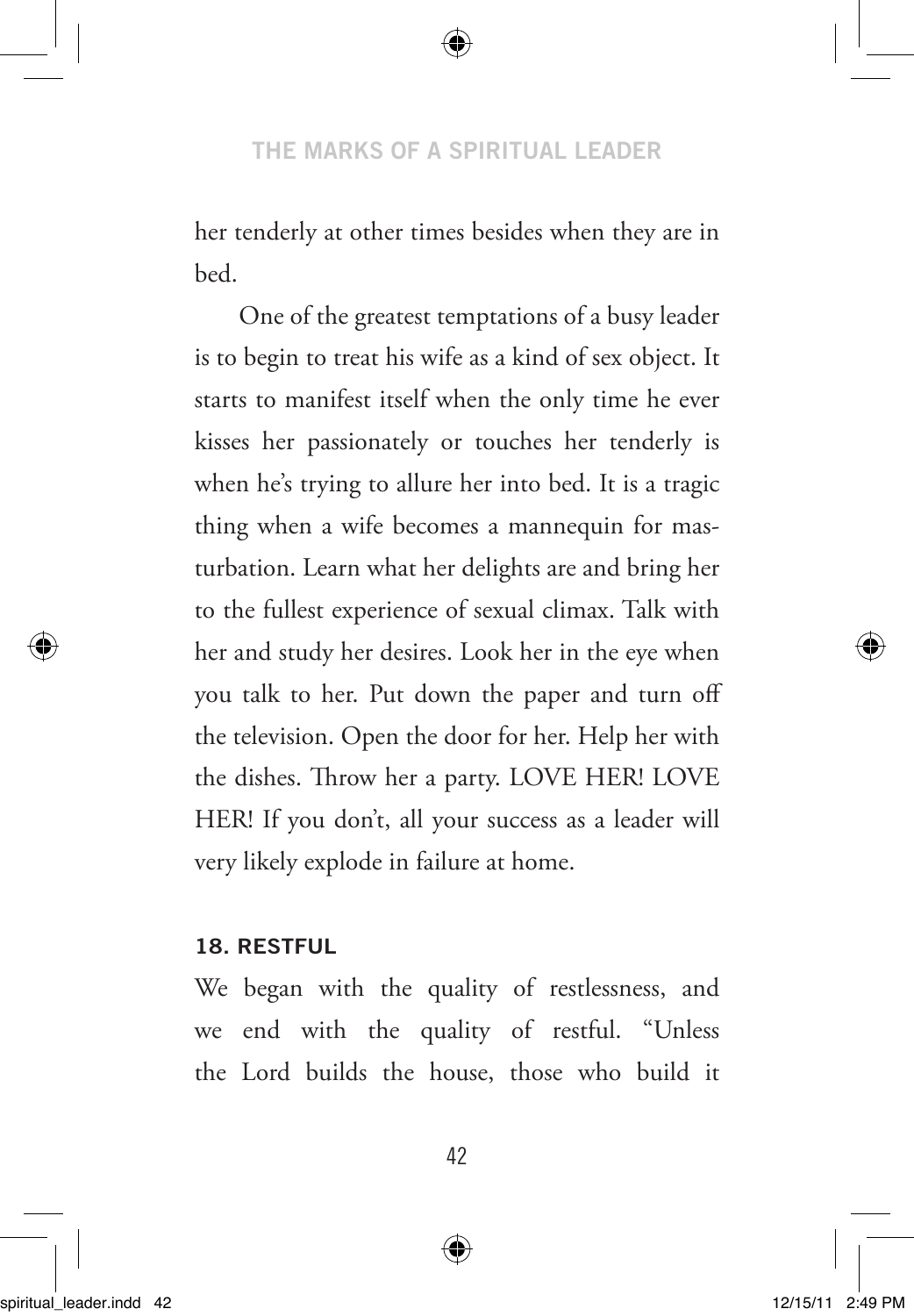her tenderly at other times besides when they are in bed.

One of the greatest temptations of a busy leader is to begin to treat his wife as a kind of sex object. It starts to manifest itself when the only time he ever kisses her passionately or touches her tenderly is when he's trying to allure her into bed. It is a tragic thing when a wife becomes a mannequin for masturbation. Learn what her delights are and bring her to the fullest experience of sexual climax. Talk with her and study her desires. Look her in the eye when you talk to her. Put down the paper and turn off the television. Open the door for her. Help her with the dishes. Throw her a party. LOVE HER! LOVE HER! If you don't, all your success as a leader will very likely explode in failure at home.

### 18. RESTFUL

We began with the quality of restlessness, and we end with the quality of restful. "Unless the Lord builds the house, those who build it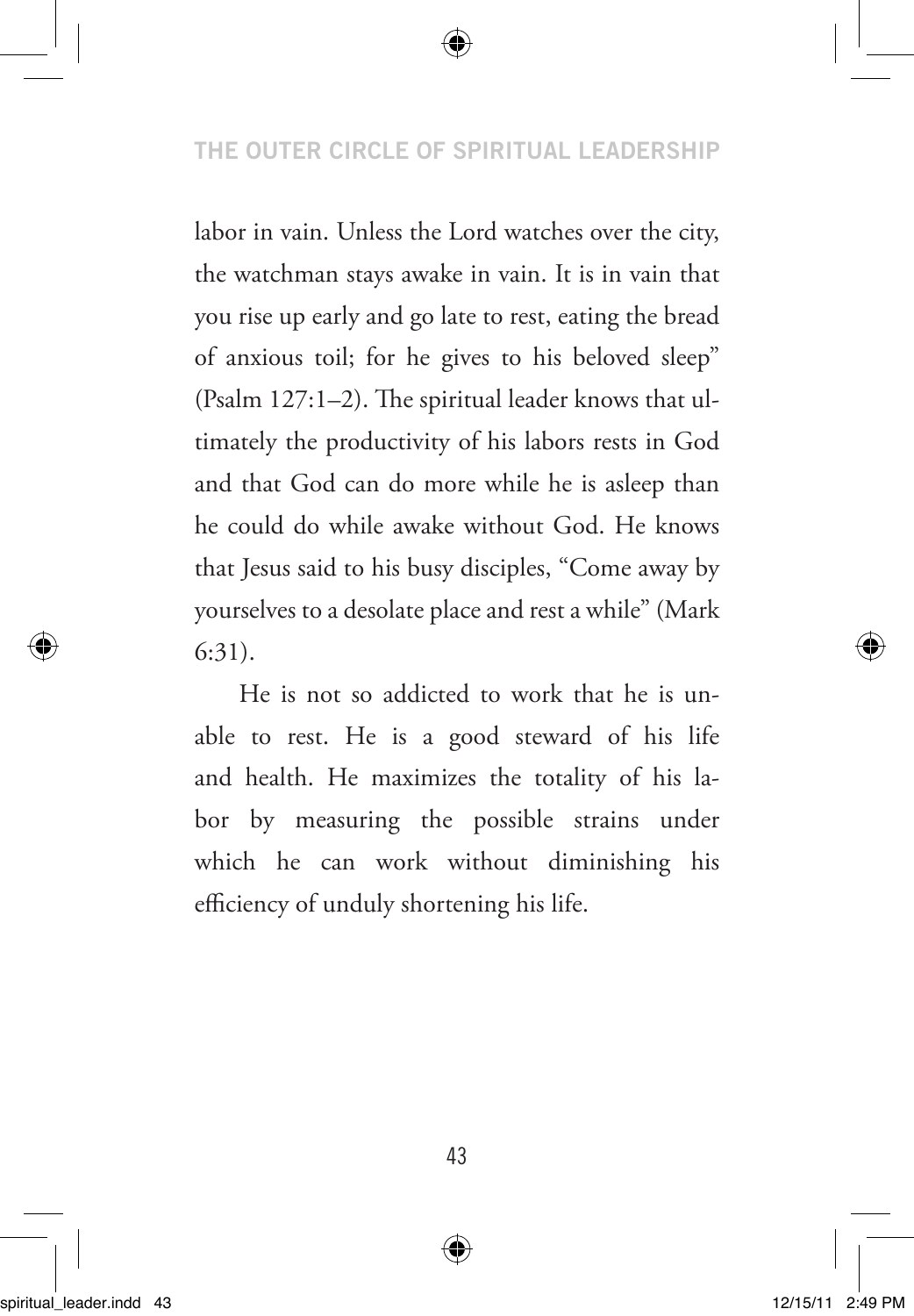labor in vain. Unless the Lord watches over the city, the watchman stays awake in vain. It is in vain that you rise up early and go late to rest, eating the bread of anxious toil; for he gives to his beloved sleep" (Psalm 127:1–2). The spiritual leader knows that ultimately the productivity of his labors rests in God and that God can do more while he is asleep than he could do while awake without God. He knows that Jesus said to his busy disciples, "Come away by yourselves to a desolate place and rest a while" (Mark 6:31).

He is not so addicted to work that he is unable to rest. He is a good steward of his life and health. He maximizes the totality of his labor by measuring the possible strains under which he can work without diminishing his efficiency of unduly shortening his life.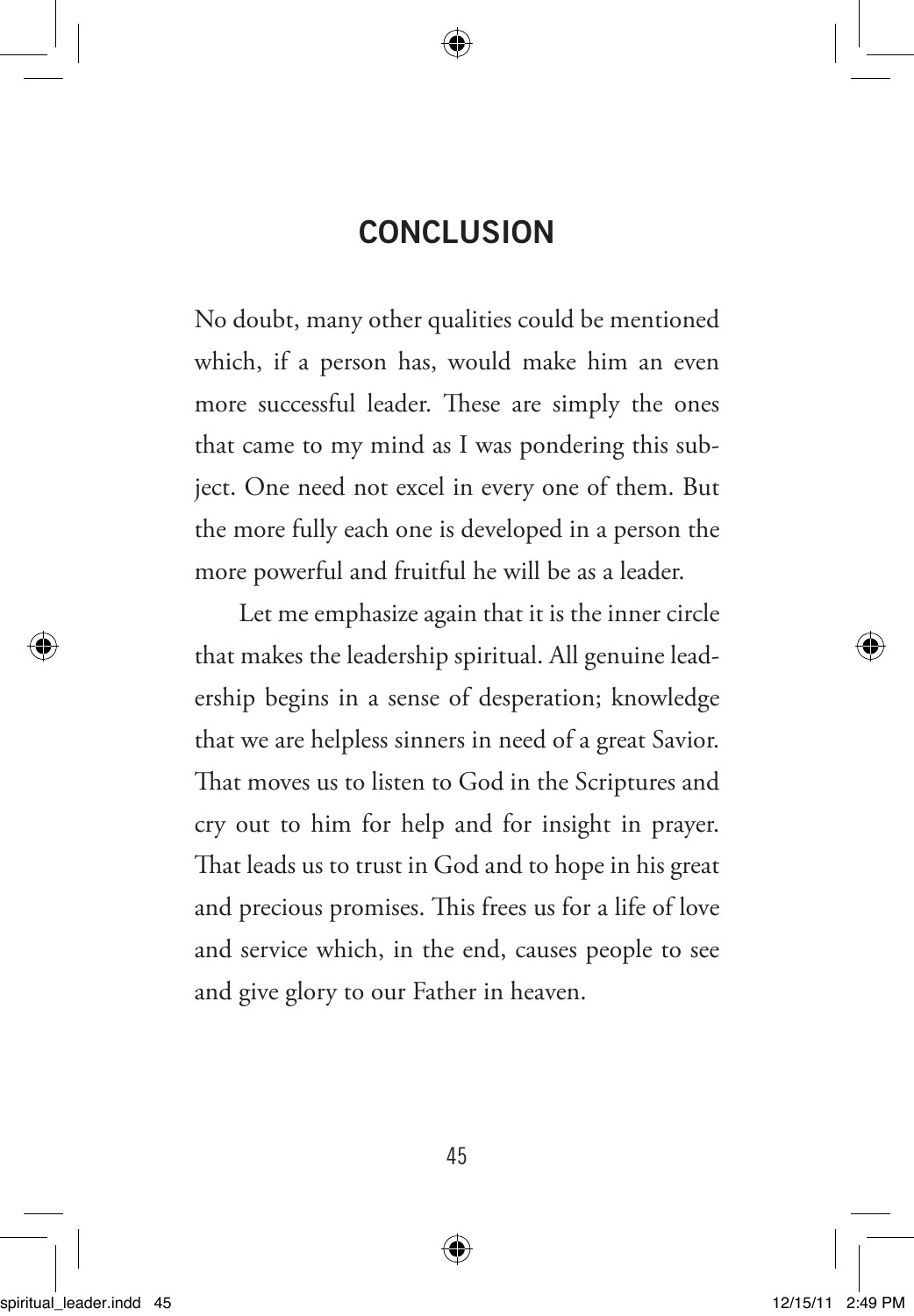## CONCLUSION

No doubt, many other qualities could be mentioned which, if a person has, would make him an even more successful leader. These are simply the ones that came to my mind as I was pondering this subject. One need not excel in every one of them. But the more fully each one is developed in a person the more powerful and fruitful he will be as a leader.

Let me emphasize again that it is the inner circle that makes the leadership spiritual. All genuine leadership begins in a sense of desperation; knowledge that we are helpless sinners in need of a great Savior. That moves us to listen to God in the Scriptures and cry out to him for help and for insight in prayer. That leads us to trust in God and to hope in his great and precious promises. This frees us for a life of love and service which, in the end, causes people to see and give glory to our Father in heaven.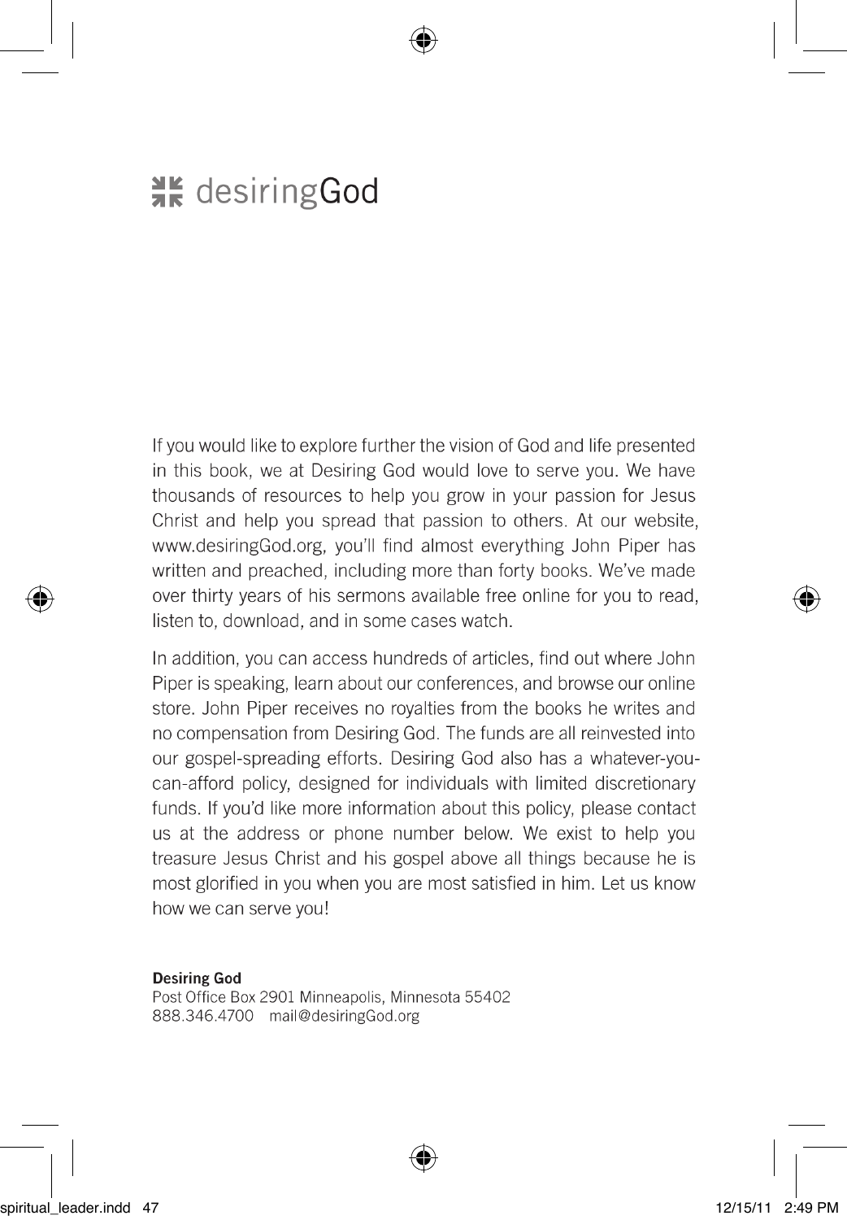# desiringGod

If you would like to explore further the vision of God and life presented in this book, we at Desiring God would love to serve you. We have thousands of resources to help you grow in your passion for Jesus Christ and help you spread that passion to others. At our website, www.desiringGod.org, you'll find almost everything John Piper has written and preached, including more than forty books. We've made over thirty years of his sermons available free online for you to read, listen to, download, and in some cases watch.

In addition, you can access hundreds of articles, find out where John Piper is speaking, learn about our conferences, and browse our online store. John Piper receives no royalties from the books he writes and no compensation from Desiring God. The funds are all reinvested into our gospel-spreading efforts. Desiring God also has a whatever-you-can-afford policy, designed for individuals with limited discretionary funds. If you'd like more information about this policy, please contact us at the address or phone number below. We exist to help you treasure Jesus Christ and his gospel above all things because he is most glorified in you when you are most satisfied in him. Let us know how we can serve you!

**Desiring God**
Post Office Box 2901 Minneapolis, Minnesota 55402
888.346.4700 mail@desiringGod.org